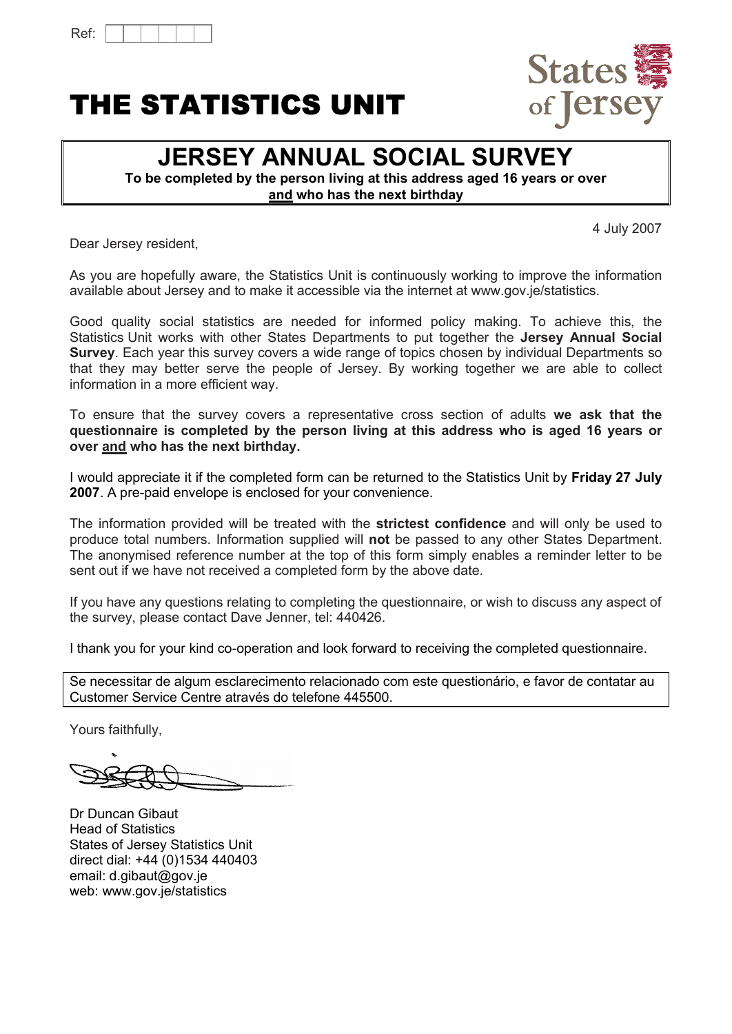Ref:

# THE STATISTICS UNIT

States of Jersey

## JERSEY ANNUAL SOCIAL SURVEY

**To be completed by the person living at this address aged 16 years or over and who has the next birthday**

4 July 2007

Dear Jersey resident,

As you are hopefully aware, the Statistics Unit is continuously working to improve the information available about Jersey and to make it accessible via the internet at www.gov.je/statistics.

Good quality social statistics are needed for informed policy making. To achieve this, the Statistics Unit works with other States Departments to put together the **Jersey Annual Social Survey**. Each year this survey covers a wide range of topics chosen by individual Departments so that they may better serve the people of Jersey. By working together we are able to collect information in a more efficient way.

To ensure that the survey covers a representative cross section of adults **we ask that the questionnaire is completed by the person living at this address who is aged 16 years or over and who has the next birthday.**

I would appreciate it if the completed form can be returned to the Statistics Unit by **Friday 27 July 2007**. A pre-paid envelope is enclosed for your convenience.

The information provided will be treated with the **strictest confidence** and will only be used to produce total numbers. Information supplied will **not** be passed to any other States Department. The anonymised reference number at the top of this form simply enables a reminder letter to be sent out if we have not received a completed form by the above date.

If you have any questions relating to completing the questionnaire, or wish to discuss any aspect of the survey, please contact Dave Jenner, tel: 440426.

I thank you for your kind co-operation and look forward to receiving the completed questionnaire.

Se necessitar de algum esclarecimento relacionado com este questionário, e favor de contatar au Customer Service Centre através do telefone 445500.

Yours faithfully,

Dr Duncan Gibaut
Head of Statistics
States of Jersey Statistics Unit
direct dial: +44 (0)1534 440403
email: d.gibaut@gov.je
web: www.gov.je/statistics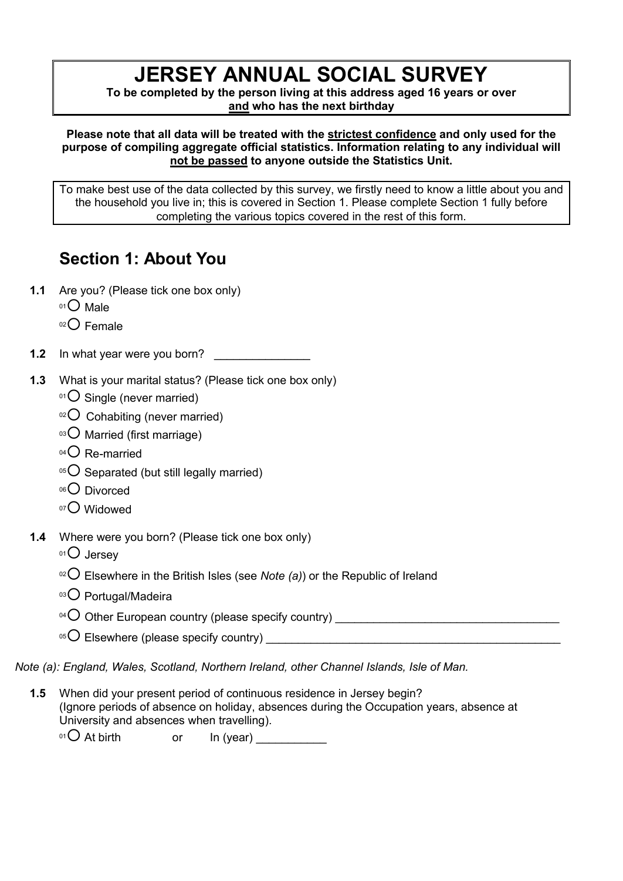# JERSEY ANNUAL SOCIAL SURVEY

**To be completed by the person living at this address aged 16 years or over <u>and</u> who has the next birthday**

**Please note that all data will be treated with the <u>strictest confidence</u> and only used for the purpose of compiling aggregate official statistics. Information relating to any individual will <u>not be passed</u> to anyone outside the Statistics Unit.**

To make best use of the data collected by this survey, we firstly need to know a little about you and the household you live in; this is covered in Section 1. Please complete Section 1 fully before completing the various topics covered in the rest of this form.

## Section 1: About You

**1.1** Are you? (Please tick one box only)

- 01 ○ Male
- 02 ○ Female

**1.2** In what year were you born? _______________

**1.3** What is your marital status? (Please tick one box only)

- 01 ○ Single (never married)
- 02 ○ Cohabiting (never married)
- 03 ○ Married (first marriage)
- 04 ○ Re-married
- 05 ○ Separated (but still legally married)
- 06 ○ Divorced
- 07 ○ Widowed

**1.4** Where were you born? (Please tick one box only)

- 01 ○ Jersey
- 02 ○ Elsewhere in the British Isles (see *Note (a)*) or the Republic of Ireland
- 03 ○ Portugal/Madeira
- 04 ○ Other European country (please specify country) ___________________________________
- 05 ○ Elsewhere (please specify country) _______________________________________________

*Note (a): England, Wales, Scotland, Northern Ireland, other Channel Islands, Isle of Man.*

**1.5** When did your present period of continuous residence in Jersey begin? (Ignore periods of absence on holiday, absences during the Occupation years, absence at University and absences when travelling).

01 ○ At birth     or     In (year) ___________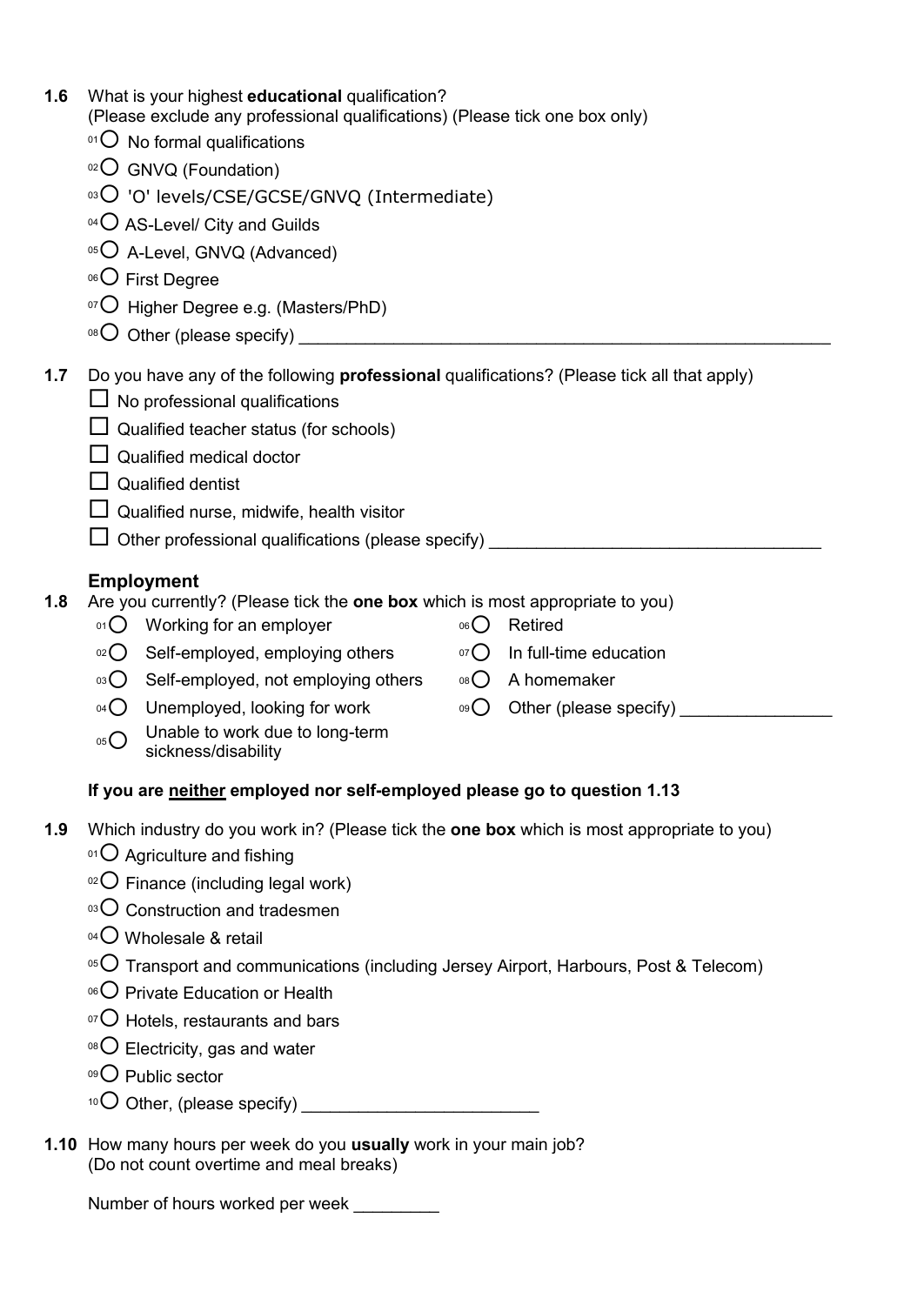**1.6** What is your highest **educational** qualification?
(Please exclude any professional qualifications) (Please tick one box only)

- 01 ○ No formal qualifications
- 02 ○ GNVQ (Foundation)
- 03 ○ 'O' levels/CSE/GCSE/GNVQ (Intermediate)
- 04 ○ AS-Level/ City and Guilds
- 05 ○ A-Level, GNVQ (Advanced)
- 06 ○ First Degree
- 07 ○ Higher Degree e.g. (Masters/PhD)
- 08 ○ Other (please specify) ___________________________________________________________

**1.7** Do you have any of the following **professional** qualifications? (Please tick all that apply)

- ☐ No professional qualifications
- ☐ Qualified teacher status (for schools)
- ☐ Qualified medical doctor
- ☐ Qualified dentist
- ☐ Qualified nurse, midwife, health visitor
- ☐ Other professional qualifications (please specify) __________________________________

## Employment

**1.8** Are you currently? (Please tick the **one box** which is most appropriate to you)

- 01 ○ Working for an employer
- 02 ○ Self-employed, employing others
- 03 ○ Self-employed, not employing others
- 04 ○ Unemployed, looking for work
- 05 ○ Unable to work due to long-term sickness/disability
- 06 ○ Retired
- 07 ○ In full-time education
- 08 ○ A homemaker
- 09 ○ Other (please specify) ________________

**If you are neither employed nor self-employed please go to question 1.13**

**1.9** Which industry do you work in? (Please tick the **one box** which is most appropriate to you)

- 01 ○ Agriculture and fishing
- 02 ○ Finance (including legal work)
- 03 ○ Construction and tradesmen
- 04 ○ Wholesale & retail
- 05 ○ Transport and communications (including Jersey Airport, Harbours, Post & Telecom)
- 06 ○ Private Education or Health
- 07 ○ Hotels, restaurants and bars
- 08 ○ Electricity, gas and water
- 09 ○ Public sector
- 10 ○ Other, (please specify) ________________________

**1.10** How many hours per week do you **usually** work in your main job?
(Do not count overtime and meal breaks)

Number of hours worked per week _________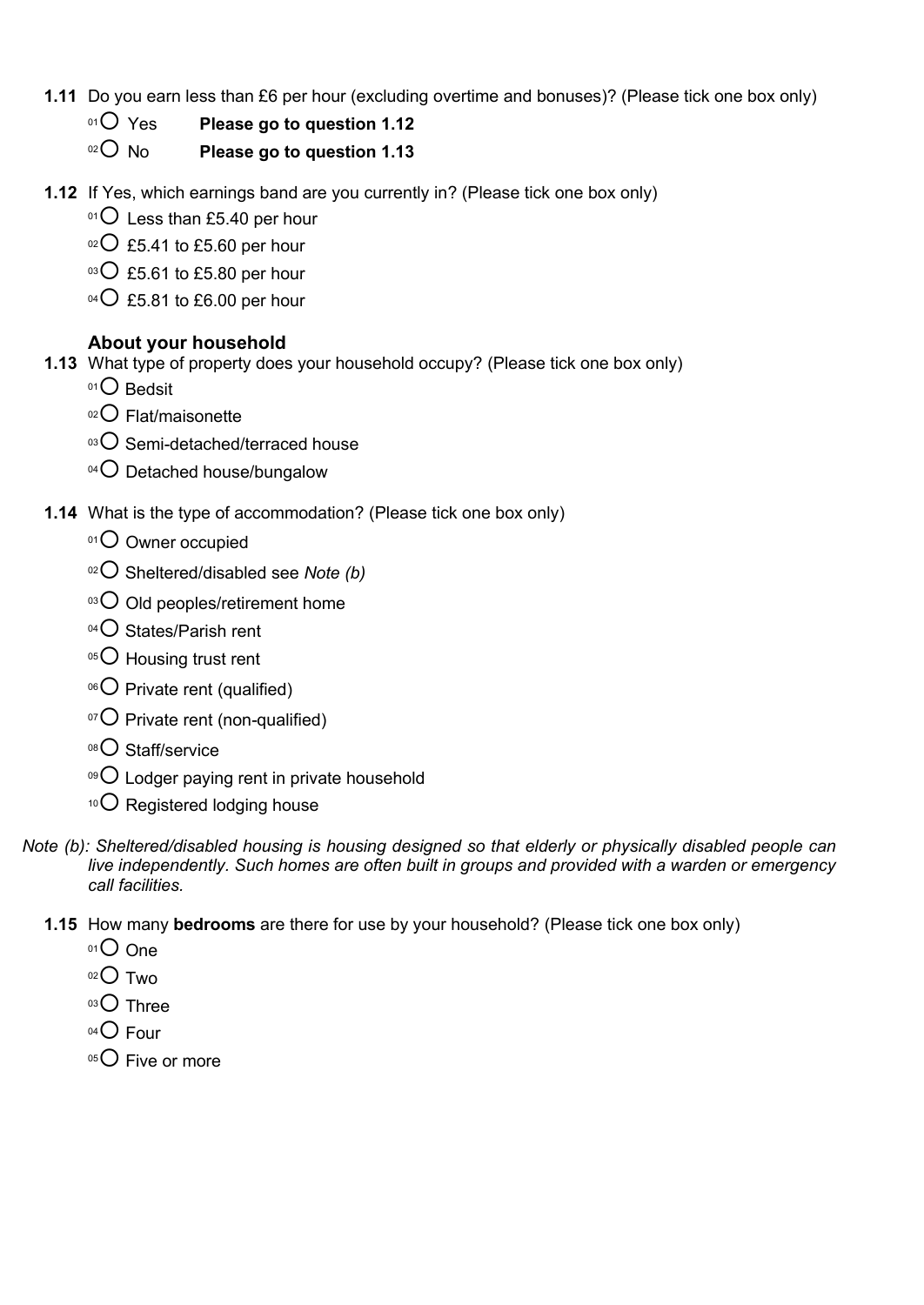**1.11** Do you earn less than £6 per hour (excluding overtime and bonuses)? (Please tick one box only)

- 01 ○ Yes **Please go to question 1.12**
- 02 ○ No **Please go to question 1.13**

**1.12** If Yes, which earnings band are you currently in? (Please tick one box only)

- 01 ○ Less than £5.40 per hour
- 02 ○ £5.41 to £5.60 per hour
- 03 ○ £5.61 to £5.80 per hour
- 04 ○ £5.81 to £6.00 per hour

### About your household

**1.13** What type of property does your household occupy? (Please tick one box only)

- 01 ○ Bedsit
- 02 ○ Flat/maisonette
- 03 ○ Semi-detached/terraced house
- 04 ○ Detached house/bungalow

**1.14** What is the type of accommodation? (Please tick one box only)

- 01 ○ Owner occupied
- 02 ○ Sheltered/disabled see *Note (b)*
- 03 ○ Old peoples/retirement home
- 04 ○ States/Parish rent
- 05 ○ Housing trust rent
- 06 ○ Private rent (qualified)
- 07 ○ Private rent (non-qualified)
- 08 ○ Staff/service
- 09 ○ Lodger paying rent in private household
- 10 ○ Registered lodging house

*Note (b): Sheltered/disabled housing is housing designed so that elderly or physically disabled people can live independently. Such homes are often built in groups and provided with a warden or emergency call facilities.*

**1.15** How many **bedrooms** are there for use by your household? (Please tick one box only)

- 01 ○ One
- 02 ○ Two
- 03 ○ Three
- 04 ○ Four
- 05 ○ Five or more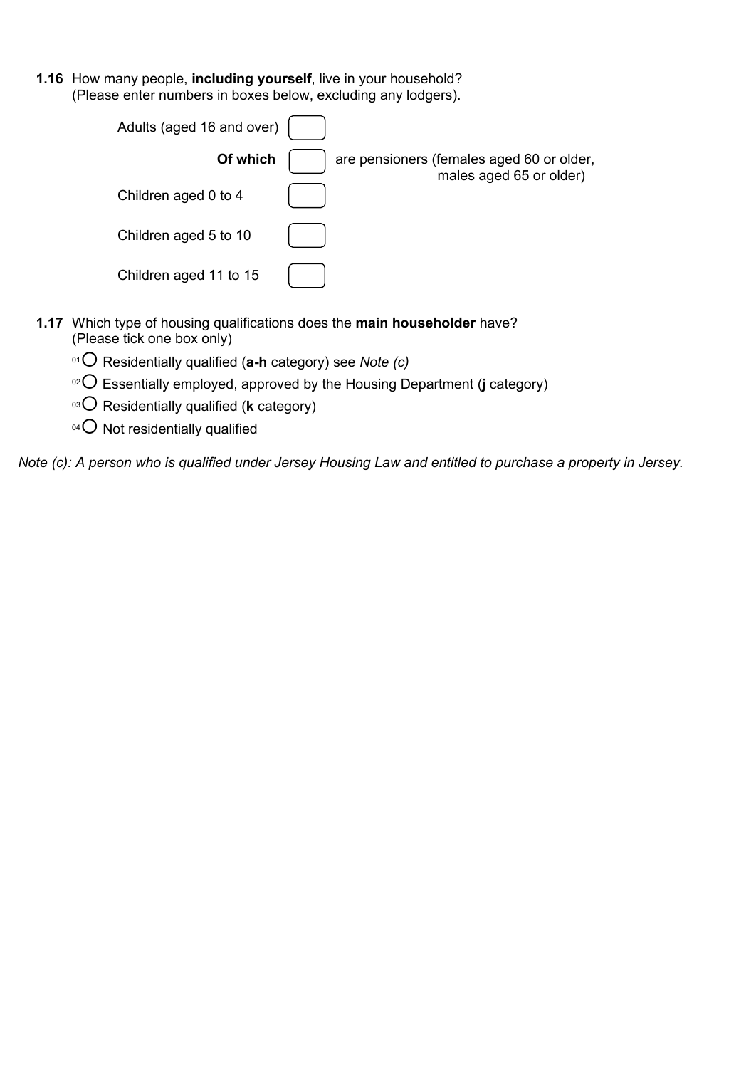**1.16** How many people, **including yourself**, live in your household?
(Please enter numbers in boxes below, excluding any lodgers).

Adults (aged 16 and over) ☐

**Of which** ☐ are pensioners (females aged 60 or older, males aged 65 or older)

Children aged 0 to 4 ☐

Children aged 5 to 10 ☐

Children aged 11 to 15 ☐

**1.17** Which type of housing qualifications does the **main householder** have?
(Please tick one box only)

- 01 ○ Residentially qualified (**a-h** category) see *Note (c)*
- 02 ○ Essentially employed, approved by the Housing Department (**j** category)
- 03 ○ Residentially qualified (**k** category)
- 04 ○ Not residentially qualified

*Note (c): A person who is qualified under Jersey Housing Law and entitled to purchase a property in Jersey.*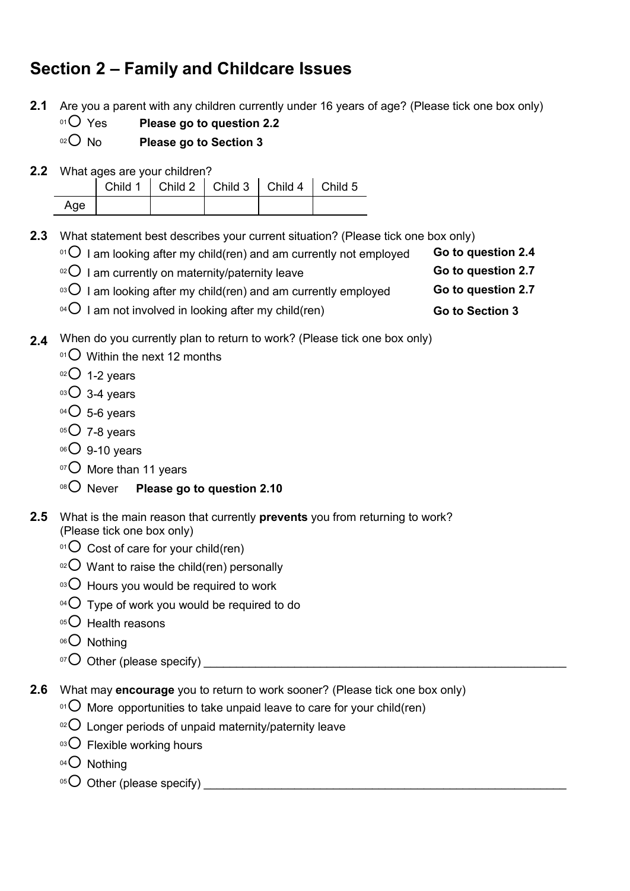## Section 2 – Family and Childcare Issues

**2.1** Are you a parent with any children currently under 16 years of age? (Please tick one box only)

- 01 ○ Yes **Please go to question 2.2**
- 02 ○ No **Please go to Section 3**

**2.2** What ages are your children?

| | Child 1 | Child 2 | Child 3 | Child 4 | Child 5 |
|---|---|---|---|---|---|
| Age | | | | | |

**2.3** What statement best describes your current situation? (Please tick one box only)

- 01 ○ I am looking after my child(ren) and am currently not employed **Go to question 2.4**
- 02 ○ I am currently on maternity/paternity leave **Go to question 2.7**
- 03 ○ I am looking after my child(ren) and am currently employed **Go to question 2.7**
- 04 ○ I am not involved in looking after my child(ren) **Go to Section 3**

**2.4** When do you currently plan to return to work? (Please tick one box only)

- 01 ○ Within the next 12 months
- 02 ○ 1-2 years
- 03 ○ 3-4 years
- 04 ○ 5-6 years
- 05 ○ 7-8 years
- 06 ○ 9-10 years
- 07 ○ More than 11 years
- 08 ○ Never **Please go to question 2.10**

**2.5** What is the main reason that currently **prevents** you from returning to work? (Please tick one box only)

- 01 ○ Cost of care for your child(ren)
- 02 ○ Want to raise the child(ren) personally
- 03 ○ Hours you would be required to work
- 04 ○ Type of work you would be required to do
- 05 ○ Health reasons
- 06 ○ Nothing
- 07 ○ Other (please specify) ____________________

**2.6** What may **encourage** you to return to work sooner? (Please tick one box only)

- 01 ○ More opportunities to take unpaid leave to care for your child(ren)
- 02 ○ Longer periods of unpaid maternity/paternity leave
- 03 ○ Flexible working hours
- 04 ○ Nothing
- 05 ○ Other (please specify) ____________________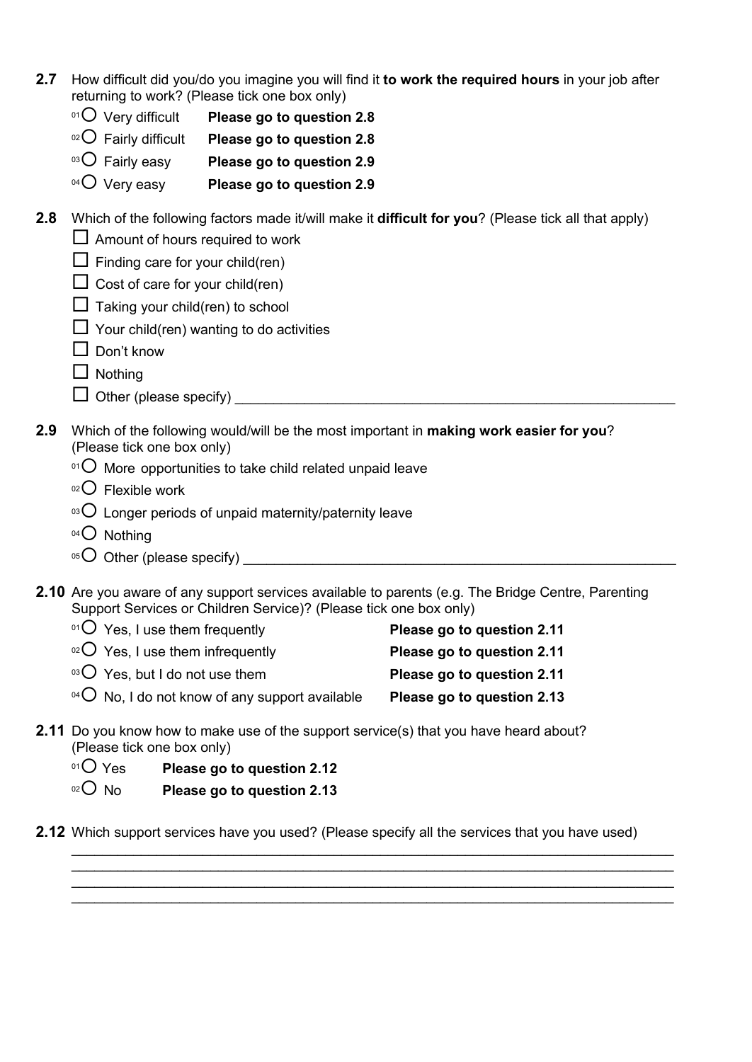**2.7** How difficult did you/do you imagine you will find it **to work the required hours** in your job after returning to work? (Please tick one box only)

- 01 ○ Very difficult **Please go to question 2.8**
- 02 ○ Fairly difficult **Please go to question 2.8**
- 03 ○ Fairly easy **Please go to question 2.9**
- 04 ○ Very easy **Please go to question 2.9**

**2.8** Which of the following factors made it/will make it **difficult for you**? (Please tick all that apply)

- ☐ Amount of hours required to work
- ☐ Finding care for your child(ren)
- ☐ Cost of care for your child(ren)
- ☐ Taking your child(ren) to school
- ☐ Your child(ren) wanting to do activities
- ☐ Don't know
- ☐ Nothing
- ☐ Other (please specify) ___________________________________________

**2.9** Which of the following would/will be the most important in **making work easier for you**? (Please tick one box only)

- 01 ○ More opportunities to take child related unpaid leave
- 02 ○ Flexible work
- 03 ○ Longer periods of unpaid maternity/paternity leave
- 04 ○ Nothing
- 05 ○ Other (please specify) ___________________________________________

**2.10** Are you aware of any support services available to parents (e.g. The Bridge Centre, Parenting Support Services or Children Service)? (Please tick one box only)

- 01 ○ Yes, I use them frequently **Please go to question 2.11**
- 02 ○ Yes, I use them infrequently **Please go to question 2.11**
- 03 ○ Yes, but I do not use them **Please go to question 2.11**
- 04 ○ No, I do not know of any support available **Please go to question 2.13**

**2.11** Do you know how to make use of the support service(s) that you have heard about? (Please tick one box only)

- 01 ○ Yes **Please go to question 2.12**
- 02 ○ No **Please go to question 2.13**

**2.12** Which support services have you used? (Please specify all the services that you have used)

___________________________________________________________________________

___________________________________________________________________________

___________________________________________________________________________

___________________________________________________________________________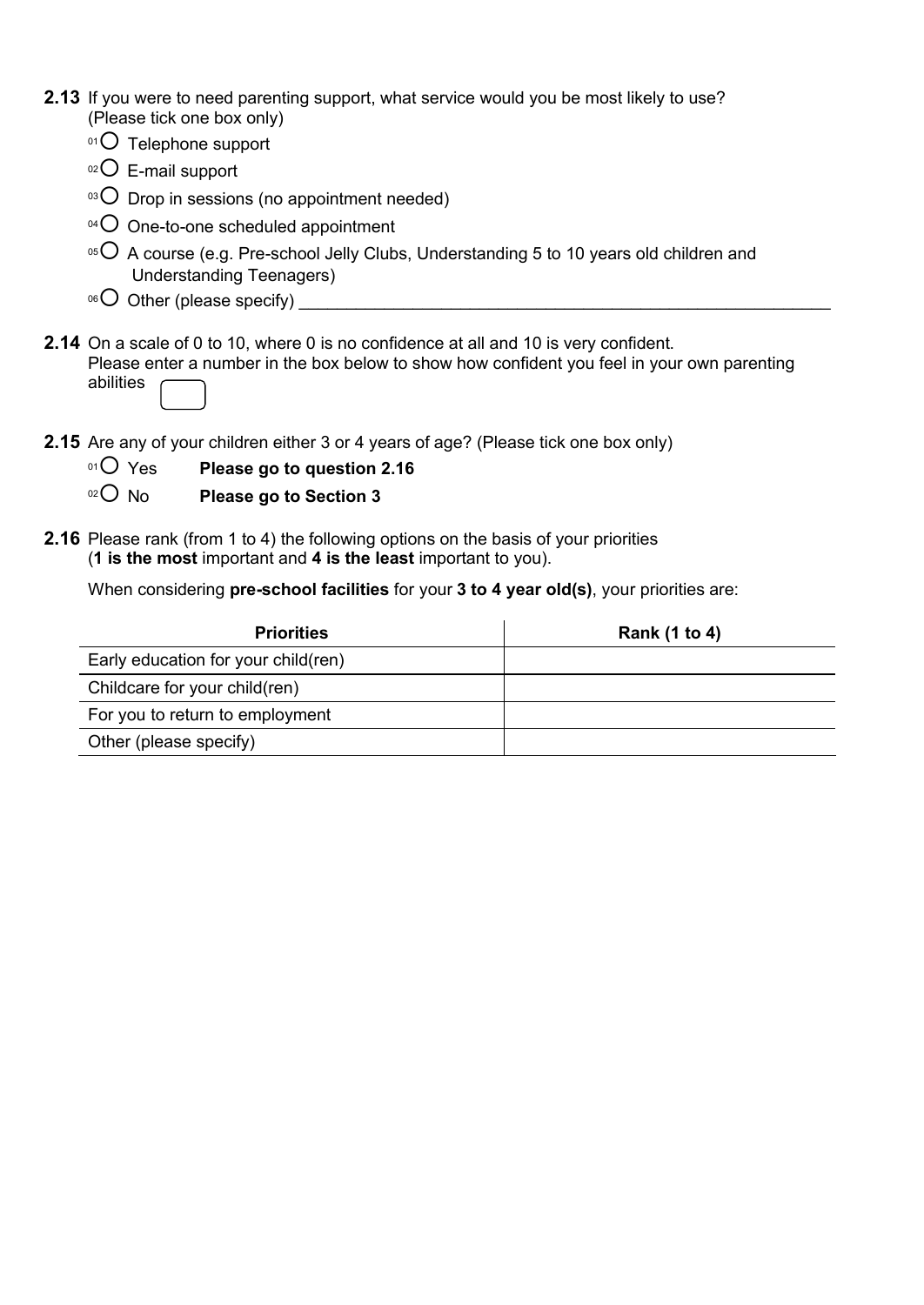**2.13** If you were to need parenting support, what service would you be most likely to use? (Please tick one box only)

- 01 ○ Telephone support
- 02 ○ E-mail support
- 03 ○ Drop in sessions (no appointment needed)
- 04 ○ One-to-one scheduled appointment
- 05 ○ A course (e.g. Pre-school Jelly Clubs, Understanding 5 to 10 years old children and Understanding Teenagers)
- 06 ○ Other (please specify) ____________________________________________________________

**2.14** On a scale of 0 to 10, where 0 is no confidence at all and 10 is very confident.
Please enter a number in the box below to show how confident you feel in your own parenting abilities ☐

**2.15** Are any of your children either 3 or 4 years of age? (Please tick one box only)

- 01 ○ Yes **Please go to question 2.16**
- 02 ○ No **Please go to Section 3**

**2.16** Please rank (from 1 to 4) the following options on the basis of your priorities (**1 is the most** important and **4 is the least** important to you).

When considering **pre-school facilities** for your **3 to 4 year old(s)**, your priorities are:

| Priorities | Rank (1 to 4) |
|---|---|
| Early education for your child(ren) | |
| Childcare for your child(ren) | |
| For you to return to employment | |
| Other (please specify) | |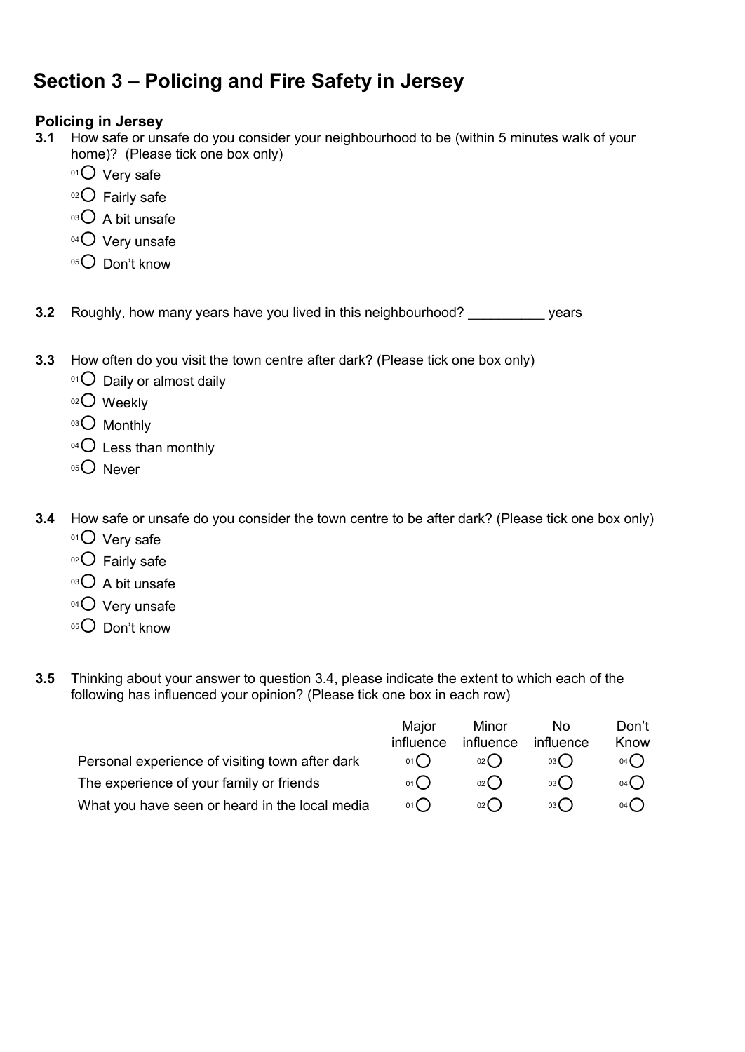# Section 3 – Policing and Fire Safety in Jersey

### Policing in Jersey

**3.1** How safe or unsafe do you consider your neighbourhood to be (within 5 minutes walk of your home)? (Please tick one box only)

- 01 ○ Very safe
- 02 ○ Fairly safe
- 03 ○ A bit unsafe
- 04 ○ Very unsafe
- 05 ○ Don't know

**3.2** Roughly, how many years have you lived in this neighbourhood? __________ years

**3.3** How often do you visit the town centre after dark? (Please tick one box only)

- 01 ○ Daily or almost daily
- 02 ○ Weekly
- 03 ○ Monthly
- 04 ○ Less than monthly
- 05 ○ Never

**3.4** How safe or unsafe do you consider the town centre to be after dark? (Please tick one box only)

- 01 ○ Very safe
- 02 ○ Fairly safe
- 03 ○ A bit unsafe
- 04 ○ Very unsafe
- 05 ○ Don't know

**3.5** Thinking about your answer to question 3.4, please indicate the extent to which each of the following has influenced your opinion? (Please tick one box in each row)

| | Major influence | Minor influence | No influence | Don't Know |
|---|---|---|---|---|
| Personal experience of visiting town after dark | 01 ○ | 02 ○ | 03 ○ | 04 ○ |
| The experience of your family or friends | 01 ○ | 02 ○ | 03 ○ | 04 ○ |
| What you have seen or heard in the local media | 01 ○ | 02 ○ | 03 ○ | 04 ○ |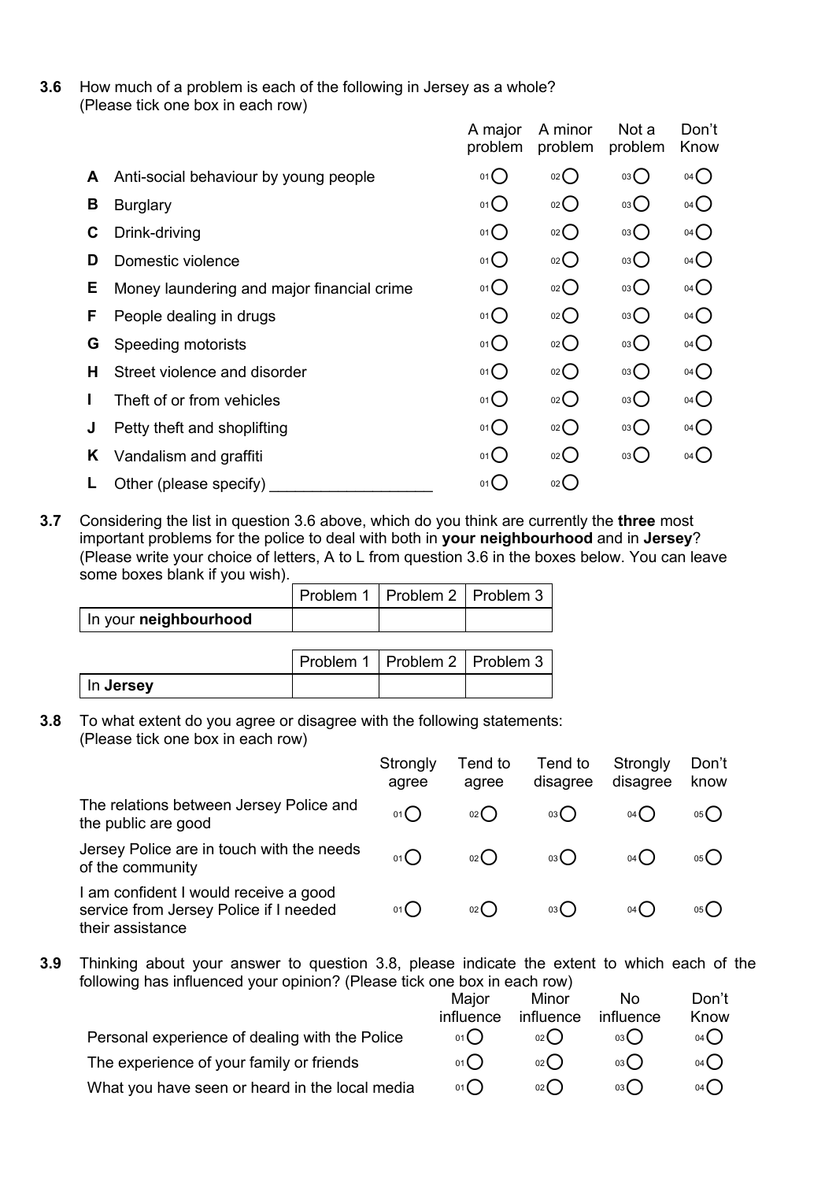**3.6** How much of a problem is each of the following in Jersey as a whole? (Please tick one box in each row)

| | | A major problem | A minor problem | Not a problem | Don't Know |
|---|---|---|---|---|---|
| **A** | Anti-social behaviour by young people | 01 ◯ | 02 ◯ | 03 ◯ | 04 ◯ |
| **B** | Burglary | 01 ◯ | 02 ◯ | 03 ◯ | 04 ◯ |
| **C** | Drink-driving | 01 ◯ | 02 ◯ | 03 ◯ | 04 ◯ |
| **D** | Domestic violence | 01 ◯ | 02 ◯ | 03 ◯ | 04 ◯ |
| **E** | Money laundering and major financial crime | 01 ◯ | 02 ◯ | 03 ◯ | 04 ◯ |
| **F** | People dealing in drugs | 01 ◯ | 02 ◯ | 03 ◯ | 04 ◯ |
| **G** | Speeding motorists | 01 ◯ | 02 ◯ | 03 ◯ | 04 ◯ |
| **H** | Street violence and disorder | 01 ◯ | 02 ◯ | 03 ◯ | 04 ◯ |
| **I** | Theft of or from vehicles | 01 ◯ | 02 ◯ | 03 ◯ | 04 ◯ |
| **J** | Petty theft and shoplifting | 01 ◯ | 02 ◯ | 03 ◯ | 04 ◯ |
| **K** | Vandalism and graffiti | 01 ◯ | 02 ◯ | 03 ◯ | 04 ◯ |
| **L** | Other (please specify) ___________________ | 01 ◯ | 02 ◯ | | |

**3.7** Considering the list in question 3.6 above, which do you think are currently the **three** most important problems for the police to deal with both in **your neighbourhood** and in **Jersey**? (Please write your choice of letters, A to L from question 3.6 in the boxes below. You can leave some boxes blank if you wish).

| | Problem 1 | Problem 2 | Problem 3 |
|---|---|---|---|
| In your **neighbourhood** | | | |

| | Problem 1 | Problem 2 | Problem 3 |
|---|---|---|---|
| In **Jersey** | | | |

**3.8** To what extent do you agree or disagree with the following statements: (Please tick one box in each row)

| | Strongly agree | Tend to agree | Tend to disagree | Strongly disagree | Don't know |
|---|---|---|---|---|---|
| The relations between Jersey Police and the public are good | 01 ◯ | 02 ◯ | 03 ◯ | 04 ◯ | 05 ◯ |
| Jersey Police are in touch with the needs of the community | 01 ◯ | 02 ◯ | 03 ◯ | 04 ◯ | 05 ◯ |
| I am confident I would receive a good service from Jersey Police if I needed their assistance | 01 ◯ | 02 ◯ | 03 ◯ | 04 ◯ | 05 ◯ |

**3.9** Thinking about your answer to question 3.8, please indicate the extent to which each of the following has influenced your opinion? (Please tick one box in each row)

| | Major influence | Minor influence | No influence | Don't Know |
|---|---|---|---|---|
| Personal experience of dealing with the Police | 01 ◯ | 02 ◯ | 03 ◯ | 04 ◯ |
| The experience of your family or friends | 01 ◯ | 02 ◯ | 03 ◯ | 04 ◯ |
| What you have seen or heard in the local media | 01 ◯ | 02 ◯ | 03 ◯ | 04 ◯ |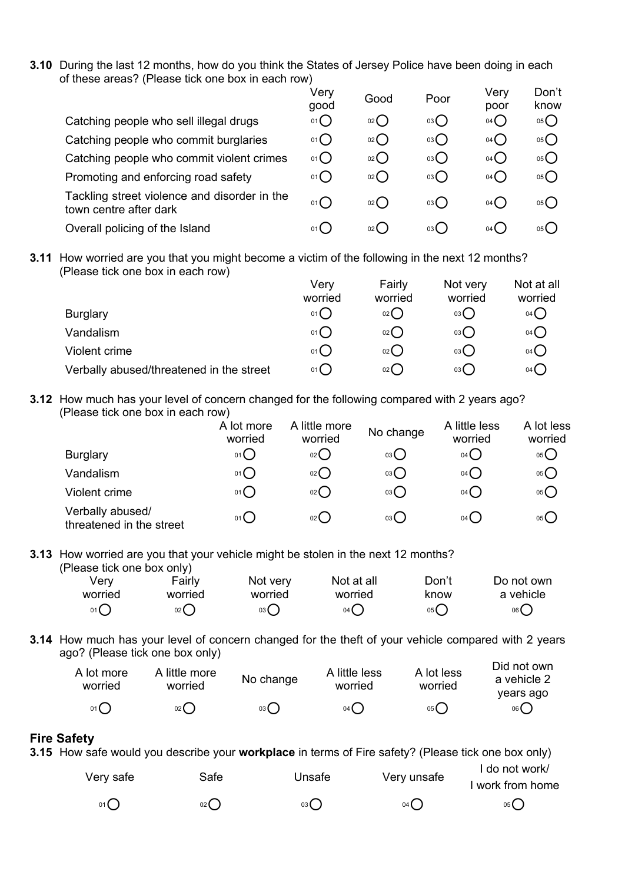**3.10** During the last 12 months, how do you think the States of Jersey Police have been doing in each of these areas? (Please tick one box in each row)

| | Very good | Good | Poor | Very poor | Don't know |
|---|---|---|---|---|---|
| Catching people who sell illegal drugs | 01 ◯ | 02 ◯ | 03 ◯ | 04 ◯ | 05 ◯ |
| Catching people who commit burglaries | 01 ◯ | 02 ◯ | 03 ◯ | 04 ◯ | 05 ◯ |
| Catching people who commit violent crimes | 01 ◯ | 02 ◯ | 03 ◯ | 04 ◯ | 05 ◯ |
| Promoting and enforcing road safety | 01 ◯ | 02 ◯ | 03 ◯ | 04 ◯ | 05 ◯ |
| Tackling street violence and disorder in the town centre after dark | 01 ◯ | 02 ◯ | 03 ◯ | 04 ◯ | 05 ◯ |
| Overall policing of the Island | 01 ◯ | 02 ◯ | 03 ◯ | 04 ◯ | 05 ◯ |

**3.11** How worried are you that you might become a victim of the following in the next 12 months? (Please tick one box in each row)

| | Very worried | Fairly worried | Not very worried | Not at all worried |
|---|---|---|---|---|
| Burglary | 01 ◯ | 02 ◯ | 03 ◯ | 04 ◯ |
| Vandalism | 01 ◯ | 02 ◯ | 03 ◯ | 04 ◯ |
| Violent crime | 01 ◯ | 02 ◯ | 03 ◯ | 04 ◯ |
| Verbally abused/threatened in the street | 01 ◯ | 02 ◯ | 03 ◯ | 04 ◯ |

**3.12** How much has your level of concern changed for the following compared with 2 years ago? (Please tick one box in each row)

| | A lot more worried | A little more worried | No change | A little less worried | A lot less worried |
|---|---|---|---|---|---|
| Burglary | 01 ◯ | 02 ◯ | 03 ◯ | 04 ◯ | 05 ◯ |
| Vandalism | 01 ◯ | 02 ◯ | 03 ◯ | 04 ◯ | 05 ◯ |
| Violent crime | 01 ◯ | 02 ◯ | 03 ◯ | 04 ◯ | 05 ◯ |
| Verbally abused/ threatened in the street | 01 ◯ | 02 ◯ | 03 ◯ | 04 ◯ | 05 ◯ |

**3.13** How worried are you that your vehicle might be stolen in the next 12 months? (Please tick one box only)

| Very worried | Fairly worried | Not very worried | Not at all worried | Don't know | Do not own a vehicle |
|---|---|---|---|---|---|
| 01 ◯ | 02 ◯ | 03 ◯ | 04 ◯ | 05 ◯ | 06 ◯ |

**3.14** How much has your level of concern changed for the theft of your vehicle compared with 2 years ago? (Please tick one box only)

| A lot more worried | A little more worried | No change | A little less worried | A lot less worried | Did not own a vehicle 2 years ago |
|---|---|---|---|---|---|
| 01 ◯ | 02 ◯ | 03 ◯ | 04 ◯ | 05 ◯ | 06 ◯ |

## Fire Safety

**3.15** How safe would you describe your **workplace** in terms of Fire safety? (Please tick one box only)

| Very safe | Safe | Unsafe | Very unsafe | I do not work/ I work from home |
|---|---|---|---|---|
| 01 ◯ | 02 ◯ | 03 ◯ | 04 ◯ | 05 ◯ |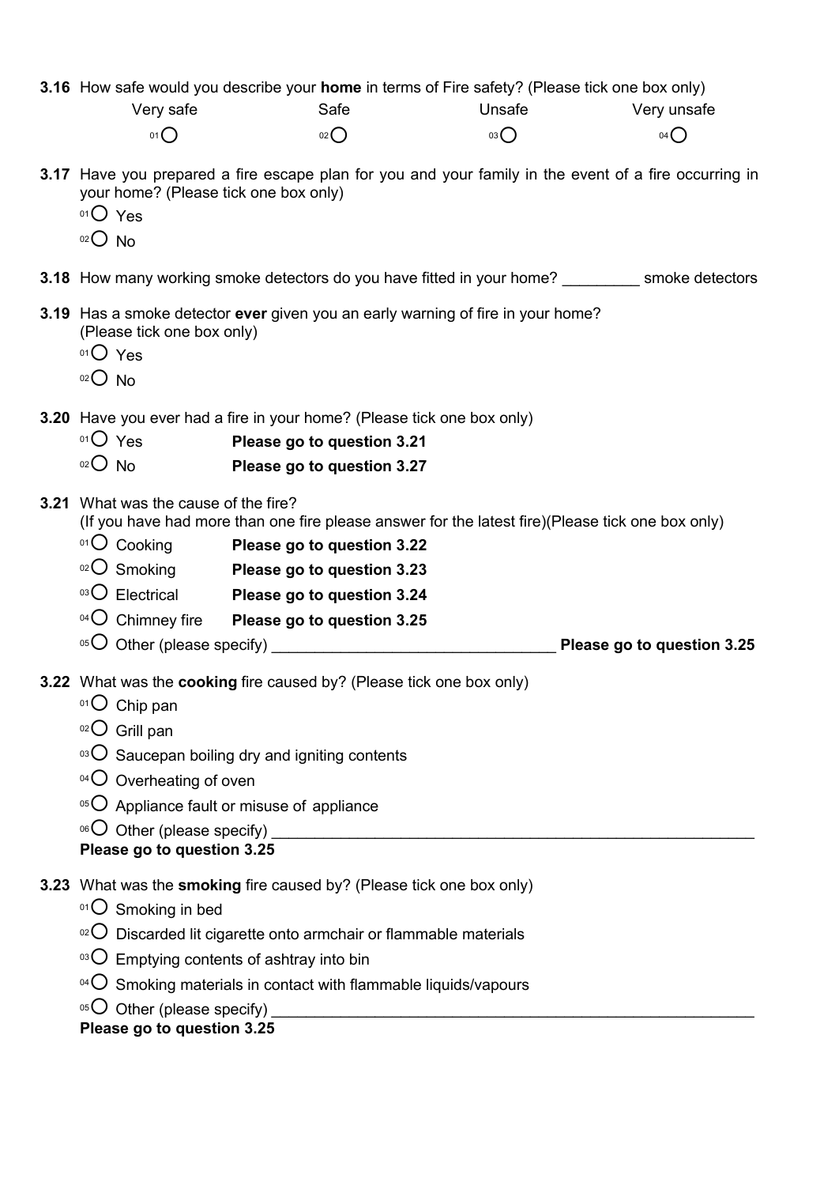**3.16** How safe would you describe your **home** in terms of Fire safety? (Please tick one box only)

| Very safe | Safe | Unsafe | Very unsafe |
|---|---|---|---|
| 01 ◯ | 02 ◯ | 03 ◯ | 04 ◯ |

**3.17** Have you prepared a fire escape plan for you and your family in the event of a fire occurring in your home? (Please tick one box only)

- 01 ◯ Yes
- 02 ◯ No

**3.18** How many working smoke detectors do you have fitted in your home? _________ smoke detectors

**3.19** Has a smoke detector **ever** given you an early warning of fire in your home? (Please tick one box only)

- 01 ◯ Yes
- 02 ◯ No

**3.20** Have you ever had a fire in your home? (Please tick one box only)

- 01 ◯ Yes **Please go to question 3.21**
- 02 ◯ No **Please go to question 3.27**

**3.21** What was the cause of the fire?
(If you have had more than one fire please answer for the latest fire)(Please tick one box only)

- 01 ◯ Cooking **Please go to question 3.22**
- 02 ◯ Smoking **Please go to question 3.23**
- 03 ◯ Electrical **Please go to question 3.24**
- 04 ◯ Chimney fire **Please go to question 3.25**
- 05 ◯ Other (please specify) ________________________________ **Please go to question 3.25**

**3.22** What was the **cooking** fire caused by? (Please tick one box only)

- 01 ◯ Chip pan
- 02 ◯ Grill pan
- 03 ◯ Saucepan boiling dry and igniting contents
- 04 ◯ Overheating of oven
- 05 ◯ Appliance fault or misuse of appliance
- 06 ◯ Other (please specify) ________________________________________________________

**Please go to question 3.25**

**3.23** What was the **smoking** fire caused by? (Please tick one box only)

- 01 ◯ Smoking in bed
- 02 ◯ Discarded lit cigarette onto armchair or flammable materials
- 03 ◯ Emptying contents of ashtray into bin
- 04 ◯ Smoking materials in contact with flammable liquids/vapours
- 05 ◯ Other (please specify) ________________________________________________________

**Please go to question 3.25**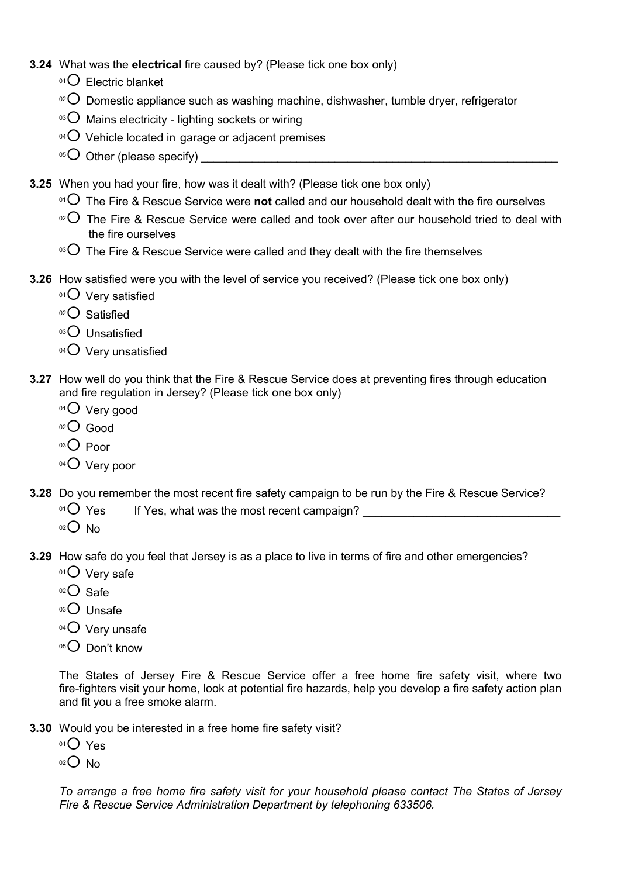**3.24** What was the **electrical** fire caused by? (Please tick one box only)

- 01 ○ Electric blanket
- 02 ○ Domestic appliance such as washing machine, dishwasher, tumble dryer, refrigerator
- 03 ○ Mains electricity - lighting sockets or wiring
- 04 ○ Vehicle located in garage or adjacent premises
- 05 ○ Other (please specify) ________________________________________________________

**3.25** When you had your fire, how was it dealt with? (Please tick one box only)

- 01 ○ The Fire & Rescue Service were **not** called and our household dealt with the fire ourselves
- 02 ○ The Fire & Rescue Service were called and took over after our household tried to deal with the fire ourselves
- 03 ○ The Fire & Rescue Service were called and they dealt with the fire themselves

**3.26** How satisfied were you with the level of service you received? (Please tick one box only)

- 01 ○ Very satisfied
- 02 ○ Satisfied
- 03 ○ Unsatisfied
- 04 ○ Very unsatisfied

**3.27** How well do you think that the Fire & Rescue Service does at preventing fires through education and fire regulation in Jersey? (Please tick one box only)

- 01 ○ Very good
- 02 ○ Good
- 03 ○ Poor
- 04 ○ Very poor

**3.28** Do you remember the most recent fire safety campaign to be run by the Fire & Rescue Service?

- 01 ○ Yes  If Yes, what was the most recent campaign? ______________________________
- 02 ○ No

**3.29** How safe do you feel that Jersey is as a place to live in terms of fire and other emergencies?

- 01 ○ Very safe
- 02 ○ Safe
- 03 ○ Unsafe
- 04 ○ Very unsafe
- 05 ○ Don't know

The States of Jersey Fire & Rescue Service offer a free home fire safety visit, where two fire-fighters visit your home, look at potential fire hazards, help you develop a fire safety action plan and fit you a free smoke alarm.

**3.30** Would you be interested in a free home fire safety visit?

- 01 ○ Yes
- 02 ○ No

*To arrange a free home fire safety visit for your household please contact The States of Jersey Fire & Rescue Service Administration Department by telephoning 633506.*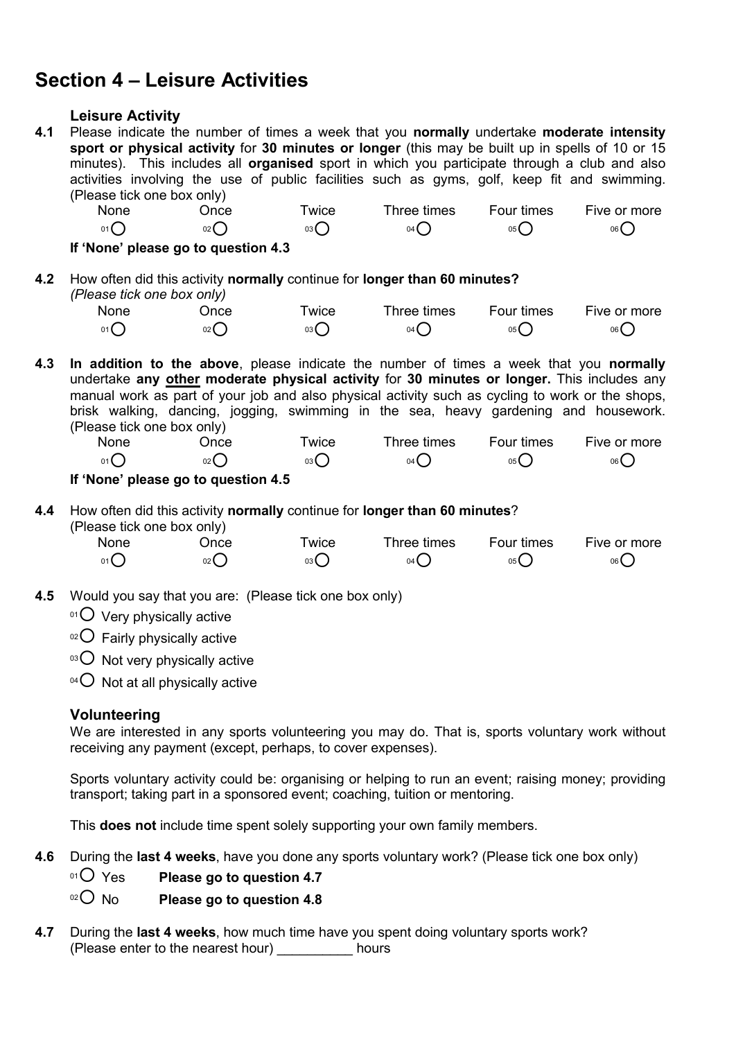## Section 4 – Leisure Activities

### Leisure Activity

**4.1** Please indicate the number of times a week that you **normally** undertake **moderate intensity sport or physical activity** for **30 minutes or longer** (this may be built up in spells of 10 or 15 minutes). This includes all **organised** sport in which you participate through a club and also activities involving the use of public facilities such as gyms, golf, keep fit and swimming. (Please tick one box only)

| None | Once | Twice | Three times | Four times | Five or more |
|---|---|---|---|---|---|
| 01 ◯ | 02 ◯ | 03 ◯ | 04 ◯ | 05 ◯ | 06 ◯ |

**If 'None' please go to question 4.3**

**4.2** How often did this activity **normally** continue for **longer than 60 minutes?**
*(Please tick one box only)*

| None | Once | Twice | Three times | Four times | Five or more |
|---|---|---|---|---|---|
| 01 ◯ | 02 ◯ | 03 ◯ | 04 ◯ | 05 ◯ | 06 ◯ |

**4.3** **In addition to the above**, please indicate the number of times a week that you **normally** undertake **any other moderate physical activity** for **30 minutes or longer.** This includes any manual work as part of your job and also physical activity such as cycling to work or the shops, brisk walking, dancing, jogging, swimming in the sea, heavy gardening and housework. (Please tick one box only)

| None | Once | Twice | Three times | Four times | Five or more |
|---|---|---|---|---|---|
| 01 ◯ | 02 ◯ | 03 ◯ | 04 ◯ | 05 ◯ | 06 ◯ |

**If 'None' please go to question 4.5**

**4.4** How often did this activity **normally** continue for **longer than 60 minutes**?
(Please tick one box only)

| None | Once | Twice | Three times | Four times | Five or more |
|---|---|---|---|---|---|
| 01 ◯ | 02 ◯ | 03 ◯ | 04 ◯ | 05 ◯ | 06 ◯ |

**4.5** Would you say that you are: (Please tick one box only)

- 01 ◯ Very physically active
- 02 ◯ Fairly physically active
- 03 ◯ Not very physically active
- 04 ◯ Not at all physically active

### Volunteering

We are interested in any sports volunteering you may do. That is, sports voluntary work without receiving any payment (except, perhaps, to cover expenses).

Sports voluntary activity could be: organising or helping to run an event; raising money; providing transport; taking part in a sponsored event; coaching, tuition or mentoring.

This **does not** include time spent solely supporting your own family members.

**4.6** During the **last 4 weeks**, have you done any sports voluntary work? (Please tick one box only)

- 01 ◯ Yes **Please go to question 4.7**
- 02 ◯ No **Please go to question 4.8**

**4.7** During the **last 4 weeks**, how much time have you spent doing voluntary sports work?
(Please enter to the nearest hour) __________ hours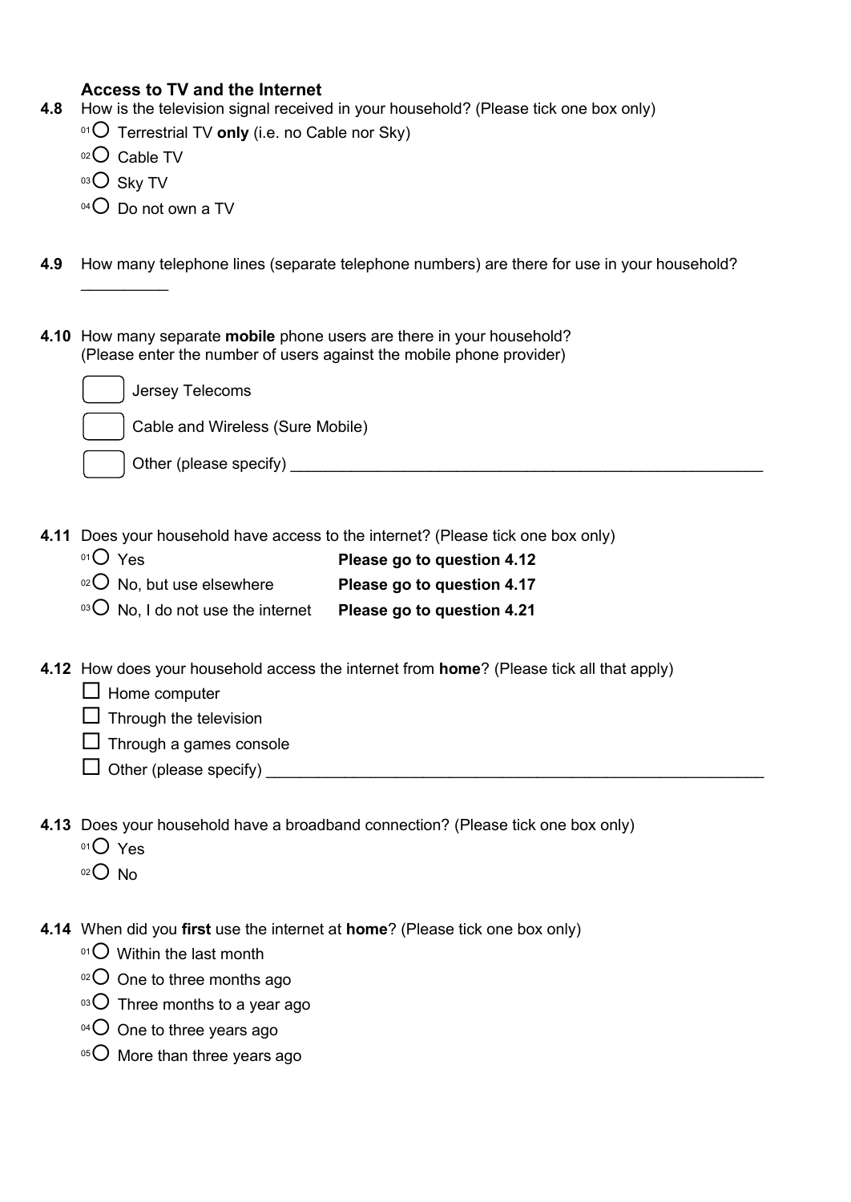### Access to TV and the Internet

**4.8** How is the television signal received in your household? (Please tick one box only)

- 01 ○ Terrestrial TV **only** (i.e. no Cable nor Sky)
- 02 ○ Cable TV
- 03 ○ Sky TV
- 04 ○ Do not own a TV

**4.9** How many telephone lines (separate telephone numbers) are there for use in your household?

__________

**4.10** How many separate **mobile** phone users are there in your household?
(Please enter the number of users against the mobile phone provider)

- ☐ Jersey Telecoms
- ☐ Cable and Wireless (Sure Mobile)
- ☐ Other (please specify) ________________________________________________________

**4.11** Does your household have access to the internet? (Please tick one box only)

- 01 ○ Yes **Please go to question 4.12**
- 02 ○ No, but use elsewhere **Please go to question 4.17**
- 03 ○ No, I do not use the internet **Please go to question 4.21**

**4.12** How does your household access the internet from **home**? (Please tick all that apply)

- ☐ Home computer
- ☐ Through the television
- ☐ Through a games console
- ☐ Other (please specify) ___________________________________________________________

**4.13** Does your household have a broadband connection? (Please tick one box only)

- 01 ○ Yes
- 02 ○ No

**4.14** When did you **first** use the internet at **home**? (Please tick one box only)

- 01 ○ Within the last month
- 02 ○ One to three months ago
- 03 ○ Three months to a year ago
- 04 ○ One to three years ago
- 05 ○ More than three years ago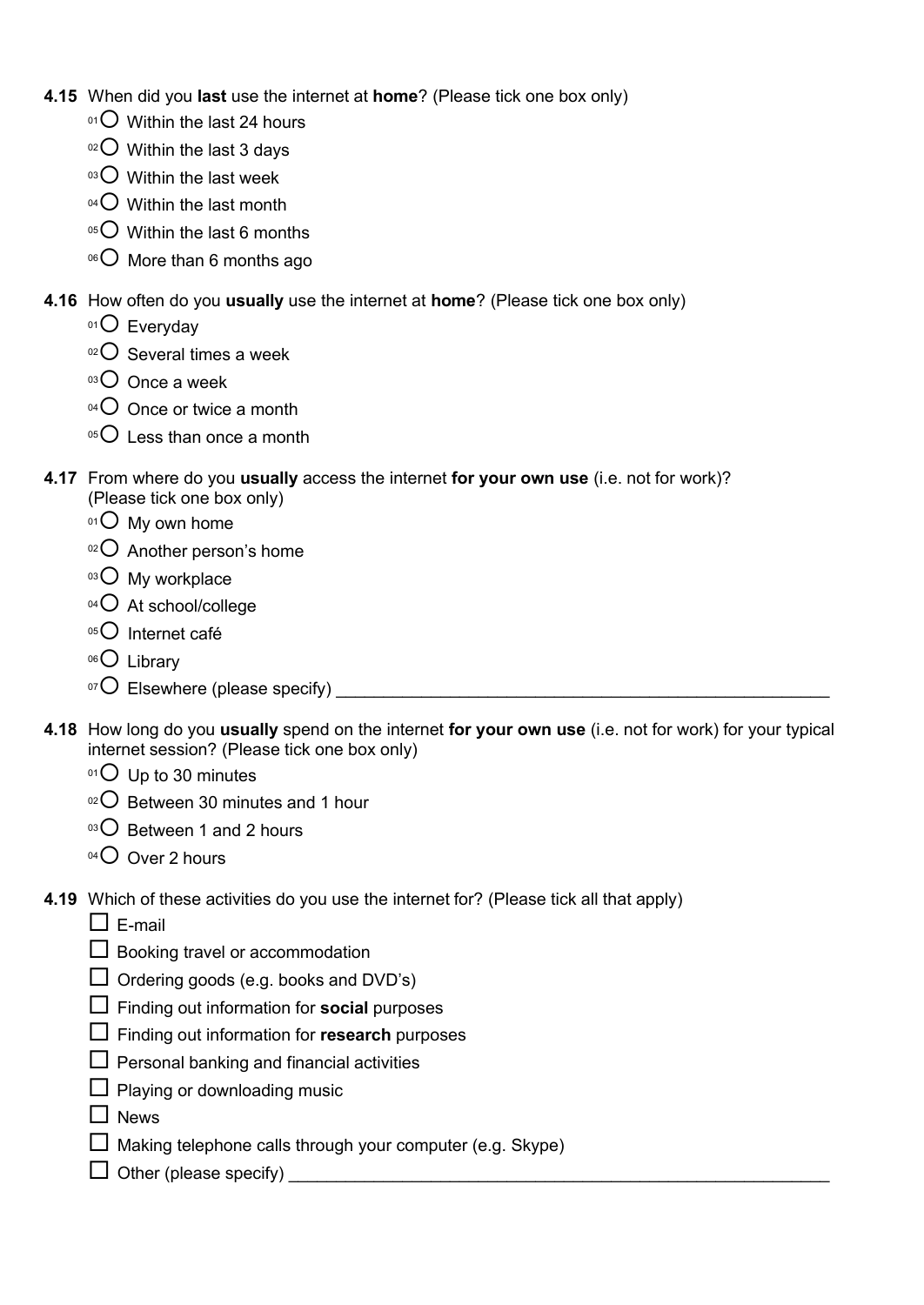**4.15** When did you **last** use the internet at **home**? (Please tick one box only)

- 01 ○ Within the last 24 hours
- 02 ○ Within the last 3 days
- 03 ○ Within the last week
- 04 ○ Within the last month
- 05 ○ Within the last 6 months
- 06 ○ More than 6 months ago

**4.16** How often do you **usually** use the internet at **home**? (Please tick one box only)

- 01 ○ Everyday
- 02 ○ Several times a week
- 03 ○ Once a week
- 04 ○ Once or twice a month
- 05 ○ Less than once a month

**4.17** From where do you **usually** access the internet **for your own use** (i.e. not for work)? (Please tick one box only)

- 01 ○ My own home
- 02 ○ Another person's home
- 03 ○ My workplace
- 04 ○ At school/college
- 05 ○ Internet café
- 06 ○ Library
- 07 ○ Elsewhere (please specify) ____________________________________________

**4.18** How long do you **usually** spend on the internet **for your own use** (i.e. not for work) for your typical internet session? (Please tick one box only)

- 01 ○ Up to 30 minutes
- 02 ○ Between 30 minutes and 1 hour
- 03 ○ Between 1 and 2 hours
- 04 ○ Over 2 hours

**4.19** Which of these activities do you use the internet for? (Please tick all that apply)

- ☐ E-mail
- ☐ Booking travel or accommodation
- ☐ Ordering goods (e.g. books and DVD's)
- ☐ Finding out information for **social** purposes
- ☐ Finding out information for **research** purposes
- ☐ Personal banking and financial activities
- ☐ Playing or downloading music
- ☐ News
- ☐ Making telephone calls through your computer (e.g. Skype)
- ☐ Other (please specify) ____________________________________________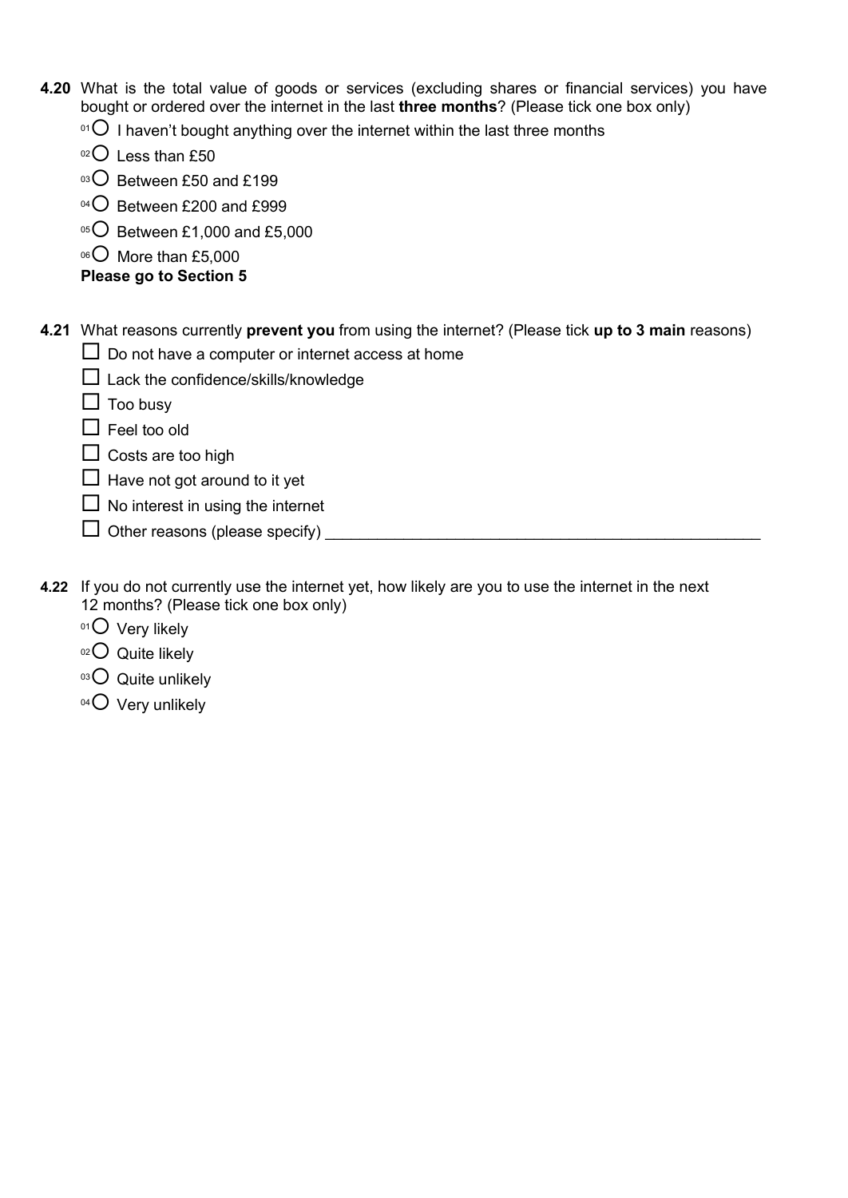**4.20** What is the total value of goods or services (excluding shares or financial services) you have bought or ordered over the internet in the last **three months**? (Please tick one box only)

- 01 ○ I haven't bought anything over the internet within the last three months
- 02 ○ Less than £50
- 03 ○ Between £50 and £199
- 04 ○ Between £200 and £999
- 05 ○ Between £1,000 and £5,000
- 06 ○ More than £5,000

**Please go to Section 5**

**4.21** What reasons currently **prevent you** from using the internet? (Please tick **up to 3 main** reasons)

- ☐ Do not have a computer or internet access at home
- ☐ Lack the confidence/skills/knowledge
- ☐ Too busy
- ☐ Feel too old
- ☐ Costs are too high
- ☐ Have not got around to it yet
- ☐ No interest in using the internet
- ☐ Other reasons (please specify) ___________________________________________________

**4.22** If you do not currently use the internet yet, how likely are you to use the internet in the next 12 months? (Please tick one box only)

- 01 ○ Very likely
- 02 ○ Quite likely
- 03 ○ Quite unlikely
- 04 ○ Very unlikely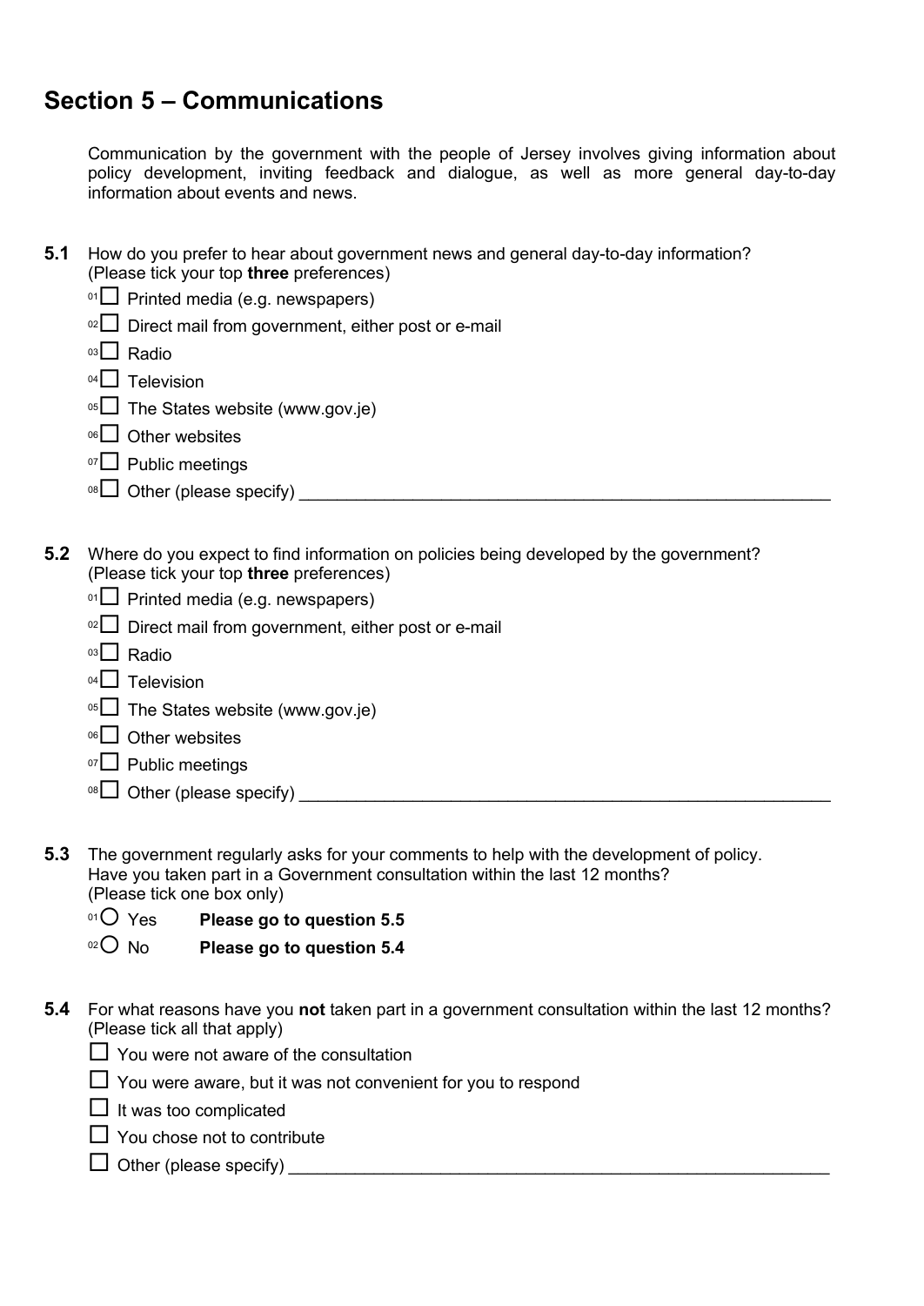## Section 5 – Communications

Communication by the government with the people of Jersey involves giving information about policy development, inviting feedback and dialogue, as well as more general day-to-day information about events and news.

**5.1** How do you prefer to hear about government news and general day-to-day information? (Please tick your top **three** preferences)

- 01 ☐ Printed media (e.g. newspapers)
- 02 ☐ Direct mail from government, either post or e-mail
- 03 ☐ Radio
- 04 ☐ Television
- 05 ☐ The States website (www.gov.je)
- 06 ☐ Other websites
- 07 ☐ Public meetings
- 08 ☐ Other (please specify) ____________________

**5.2** Where do you expect to find information on policies being developed by the government? (Please tick your top **three** preferences)

- 01 ☐ Printed media (e.g. newspapers)
- 02 ☐ Direct mail from government, either post or e-mail
- 03 ☐ Radio
- 04 ☐ Television
- 05 ☐ The States website (www.gov.je)
- 06 ☐ Other websites
- 07 ☐ Public meetings
- 08 ☐ Other (please specify) ____________________

**5.3** The government regularly asks for your comments to help with the development of policy. Have you taken part in a Government consultation within the last 12 months? (Please tick one box only)

- 01 ○ Yes **Please go to question 5.5**
- 02 ○ No **Please go to question 5.4**

**5.4** For what reasons have you **not** taken part in a government consultation within the last 12 months? (Please tick all that apply)

- ☐ You were not aware of the consultation
- ☐ You were aware, but it was not convenient for you to respond
- ☐ It was too complicated
- ☐ You chose not to contribute
- ☐ Other (please specify) ____________________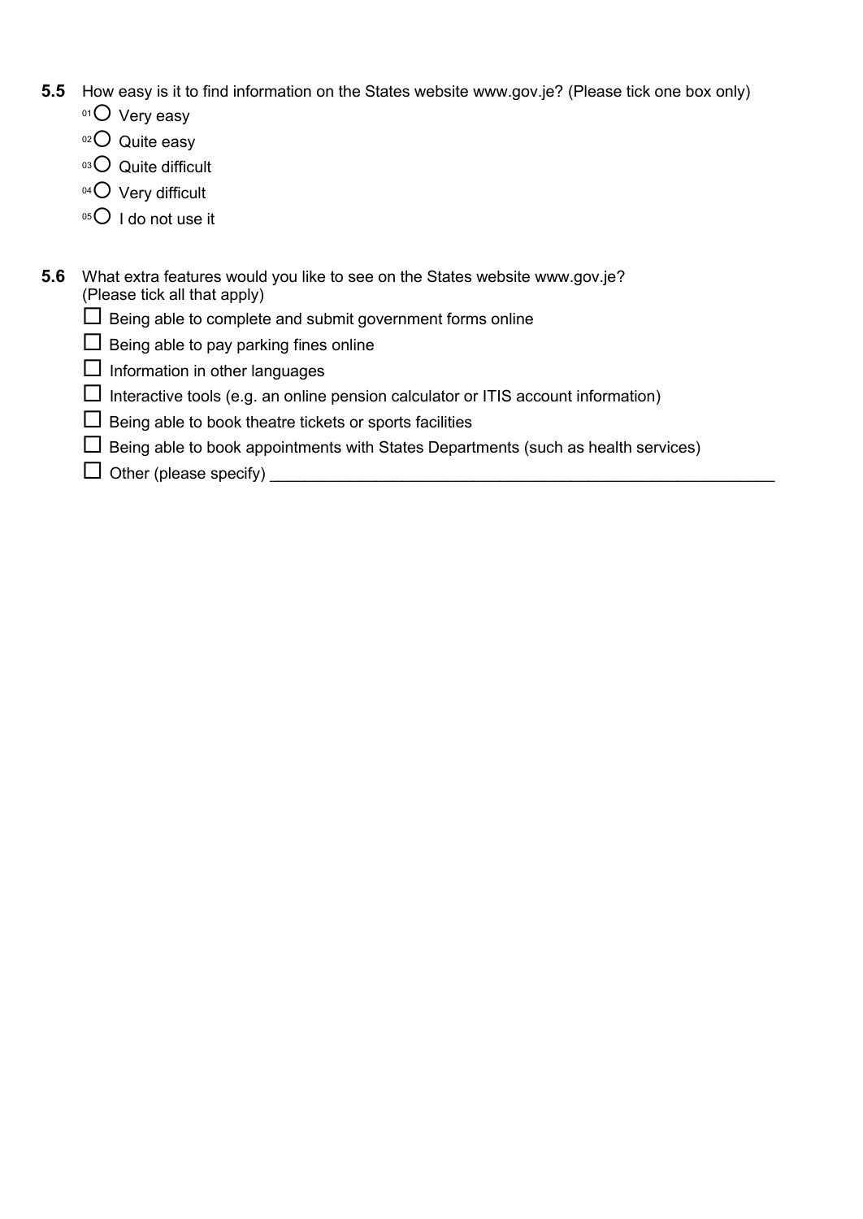**5.5** How easy is it to find information on the States website www.gov.je? (Please tick one box only)

- 01 ○ Very easy
- 02 ○ Quite easy
- 03 ○ Quite difficult
- 04 ○ Very difficult
- 05 ○ I do not use it

**5.6** What extra features would you like to see on the States website www.gov.je? (Please tick all that apply)

- ☐ Being able to complete and submit government forms online
- ☐ Being able to pay parking fines online
- ☐ Information in other languages
- ☐ Interactive tools (e.g. an online pension calculator or ITIS account information)
- ☐ Being able to book theatre tickets or sports facilities
- ☐ Being able to book appointments with States Departments (such as health services)
- ☐ Other (please specify) ___________________________________________________________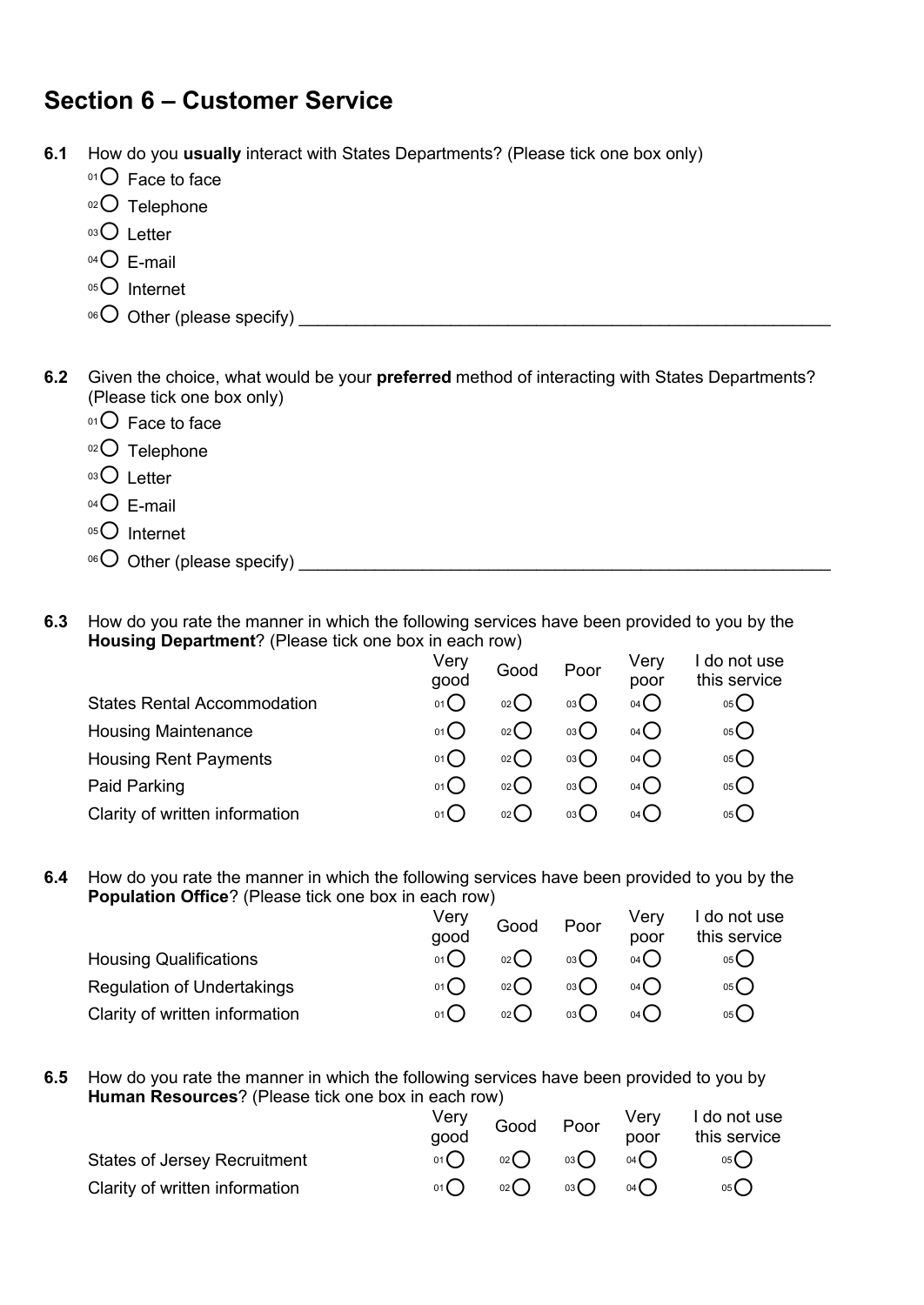## Section 6 – Customer Service

**6.1** How do you **usually** interact with States Departments? (Please tick one box only)

- 01 ◯ Face to face
- 02 ◯ Telephone
- 03 ◯ Letter
- 04 ◯ E-mail
- 05 ◯ Internet
- 06 ◯ Other (please specify) ____________________________________________

**6.2** Given the choice, what would be your **preferred** method of interacting with States Departments? (Please tick one box only)

- 01 ◯ Face to face
- 02 ◯ Telephone
- 03 ◯ Letter
- 04 ◯ E-mail
- 05 ◯ Internet
- 06 ◯ Other (please specify) ____________________________________________

**6.3** How do you rate the manner in which the following services have been provided to you by the **Housing Department**? (Please tick one box in each row)

| | Very good | Good | Poor | Very poor | I do not use this service |
|---|---|---|---|---|---|
| States Rental Accommodation | 01 ◯ | 02 ◯ | 03 ◯ | 04 ◯ | 05 ◯ |
| Housing Maintenance | 01 ◯ | 02 ◯ | 03 ◯ | 04 ◯ | 05 ◯ |
| Housing Rent Payments | 01 ◯ | 02 ◯ | 03 ◯ | 04 ◯ | 05 ◯ |
| Paid Parking | 01 ◯ | 02 ◯ | 03 ◯ | 04 ◯ | 05 ◯ |
| Clarity of written information | 01 ◯ | 02 ◯ | 03 ◯ | 04 ◯ | 05 ◯ |

**6.4** How do you rate the manner in which the following services have been provided to you by the **Population Office**? (Please tick one box in each row)

| | Very good | Good | Poor | Very poor | I do not use this service |
|---|---|---|---|---|---|
| Housing Qualifications | 01 ◯ | 02 ◯ | 03 ◯ | 04 ◯ | 05 ◯ |
| Regulation of Undertakings | 01 ◯ | 02 ◯ | 03 ◯ | 04 ◯ | 05 ◯ |
| Clarity of written information | 01 ◯ | 02 ◯ | 03 ◯ | 04 ◯ | 05 ◯ |

**6.5** How do you rate the manner in which the following services have been provided to you by **Human Resources**? (Please tick one box in each row)

| | Very good | Good | Poor | Very poor | I do not use this service |
|---|---|---|---|---|---|
| States of Jersey Recruitment | 01 ◯ | 02 ◯ | 03 ◯ | 04 ◯ | 05 ◯ |
| Clarity of written information | 01 ◯ | 02 ◯ | 03 ◯ | 04 ◯ | 05 ◯ |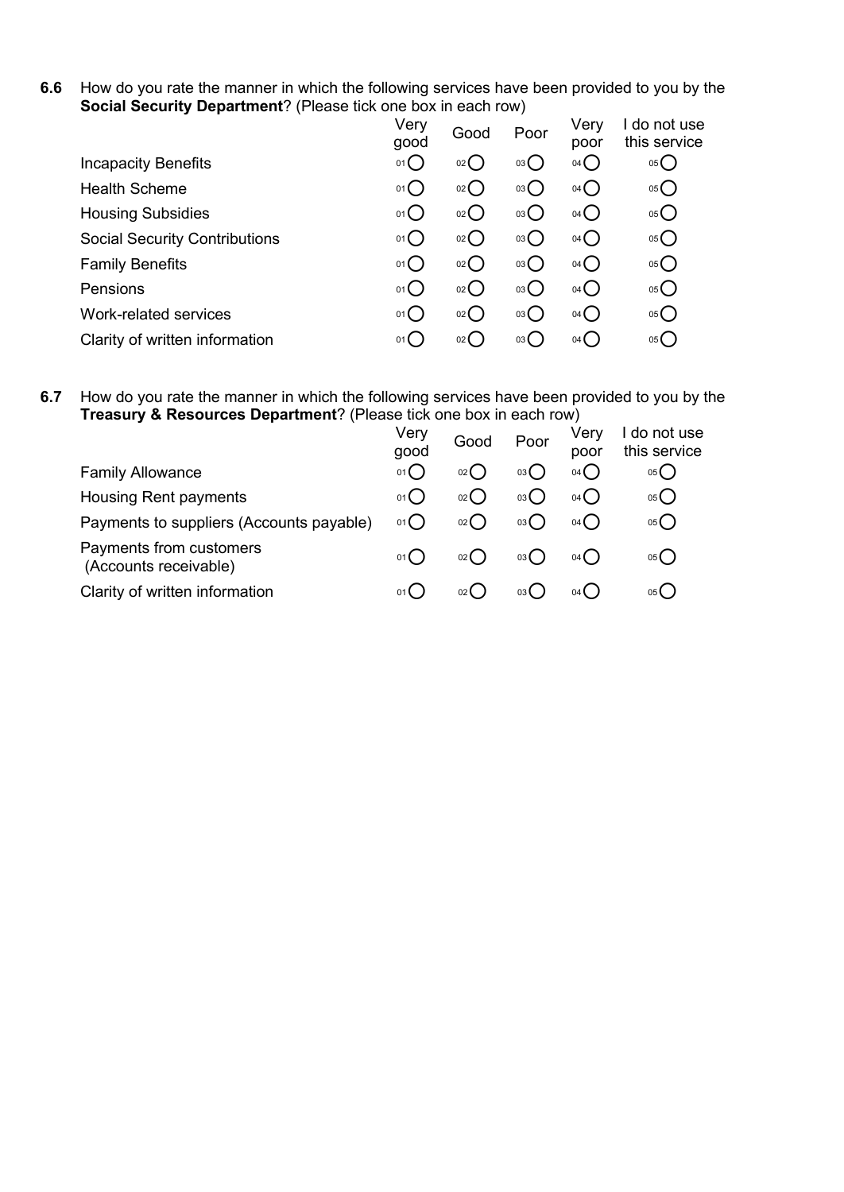**6.6** How do you rate the manner in which the following services have been provided to you by the **Social Security Department**? (Please tick one box in each row)

| | Very good | Good | Poor | Very poor | I do not use this service |
|---|---|---|---|---|---|
| Incapacity Benefits | 01 ◯ | 02 ◯ | 03 ◯ | 04 ◯ | 05 ◯ |
| Health Scheme | 01 ◯ | 02 ◯ | 03 ◯ | 04 ◯ | 05 ◯ |
| Housing Subsidies | 01 ◯ | 02 ◯ | 03 ◯ | 04 ◯ | 05 ◯ |
| Social Security Contributions | 01 ◯ | 02 ◯ | 03 ◯ | 04 ◯ | 05 ◯ |
| Family Benefits | 01 ◯ | 02 ◯ | 03 ◯ | 04 ◯ | 05 ◯ |
| Pensions | 01 ◯ | 02 ◯ | 03 ◯ | 04 ◯ | 05 ◯ |
| Work-related services | 01 ◯ | 02 ◯ | 03 ◯ | 04 ◯ | 05 ◯ |
| Clarity of written information | 01 ◯ | 02 ◯ | 03 ◯ | 04 ◯ | 05 ◯ |

**6.7** How do you rate the manner in which the following services have been provided to you by the **Treasury & Resources Department**? (Please tick one box in each row)

| | Very good | Good | Poor | Very poor | I do not use this service |
|---|---|---|---|---|---|
| Family Allowance | 01 ◯ | 02 ◯ | 03 ◯ | 04 ◯ | 05 ◯ |
| Housing Rent payments | 01 ◯ | 02 ◯ | 03 ◯ | 04 ◯ | 05 ◯ |
| Payments to suppliers (Accounts payable) | 01 ◯ | 02 ◯ | 03 ◯ | 04 ◯ | 05 ◯ |
| Payments from customers (Accounts receivable) | 01 ◯ | 02 ◯ | 03 ◯ | 04 ◯ | 05 ◯ |
| Clarity of written information | 01 ◯ | 02 ◯ | 03 ◯ | 04 ◯ | 05 ◯ |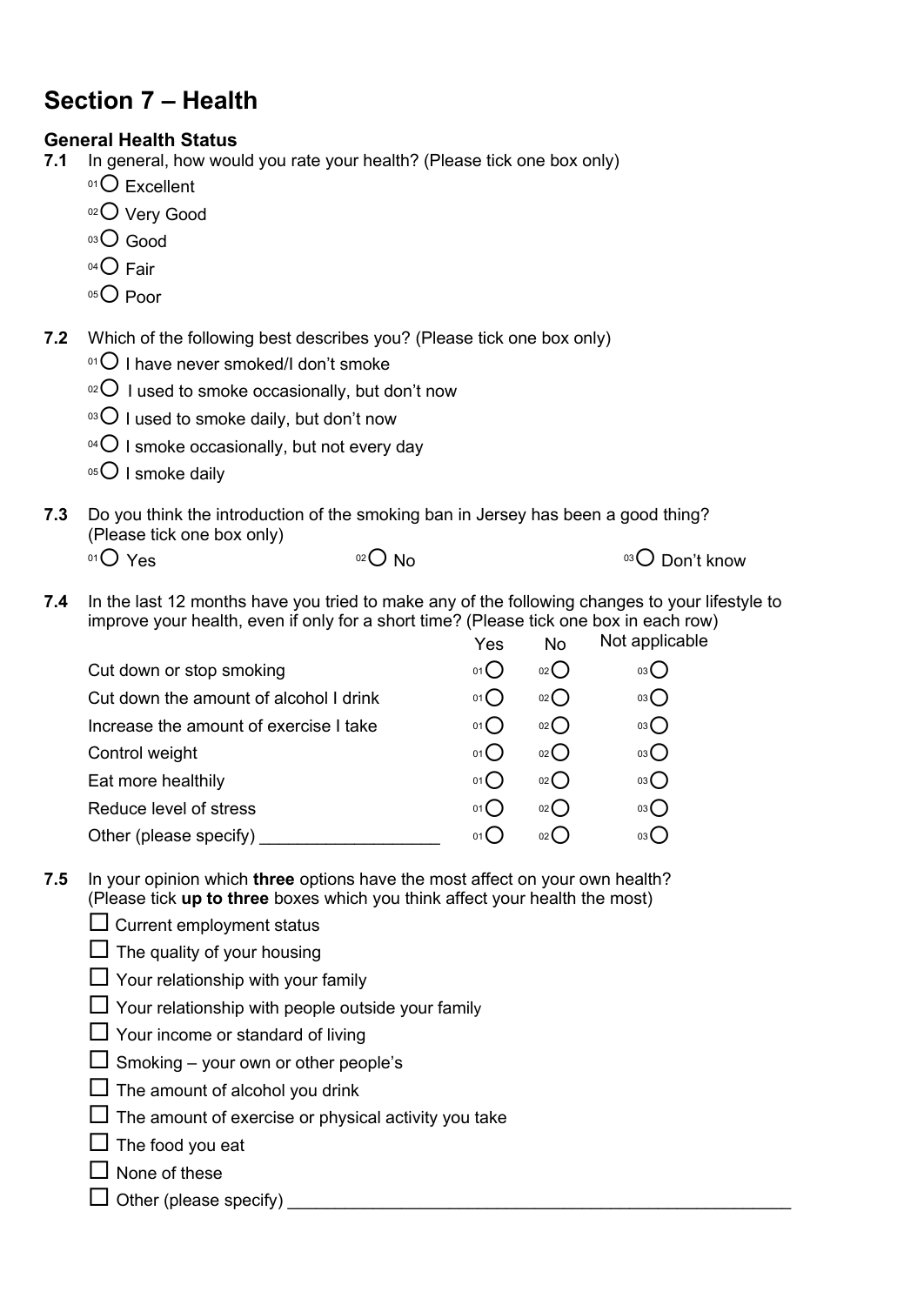# Section 7 – Health

### General Health Status

**7.1** In general, how would you rate your health? (Please tick one box only)

- 01 ○ Excellent
- 02 ○ Very Good
- 03 ○ Good
- 04 ○ Fair
- 05 ○ Poor

**7.2** Which of the following best describes you? (Please tick one box only)

- 01 ○ I have never smoked/I don't smoke
- 02 ○ I used to smoke occasionally, but don't now
- 03 ○ I used to smoke daily, but don't now
- 04 ○ I smoke occasionally, but not every day
- 05 ○ I smoke daily

**7.3** Do you think the introduction of the smoking ban in Jersey has been a good thing? (Please tick one box only)

01 ○ Yes    02 ○ No    03 ○ Don't know

**7.4** In the last 12 months have you tried to make any of the following changes to your lifestyle to improve your health, even if only for a short time? (Please tick one box in each row)

| | Yes | No | Not applicable |
|---|---|---|---|
| Cut down or stop smoking | 01 ○ | 02 ○ | 03 ○ |
| Cut down the amount of alcohol I drink | 01 ○ | 02 ○ | 03 ○ |
| Increase the amount of exercise I take | 01 ○ | 02 ○ | 03 ○ |
| Control weight | 01 ○ | 02 ○ | 03 ○ |
| Eat more healthily | 01 ○ | 02 ○ | 03 ○ |
| Reduce level of stress | 01 ○ | 02 ○ | 03 ○ |
| Other (please specify) ___________________ | 01 ○ | 02 ○ | 03 ○ |

**7.5** In your opinion which **three** options have the most affect on your own health? (Please tick **up to three** boxes which you think affect your health the most)

- ☐ Current employment status
- ☐ The quality of your housing
- ☐ Your relationship with your family
- ☐ Your relationship with people outside your family
- ☐ Your income or standard of living
- ☐ Smoking – your own or other people's
- ☐ The amount of alcohol you drink
- ☐ The amount of exercise or physical activity you take
- ☐ The food you eat
- ☐ None of these
- ☐ Other (please specify) _______________________________________________________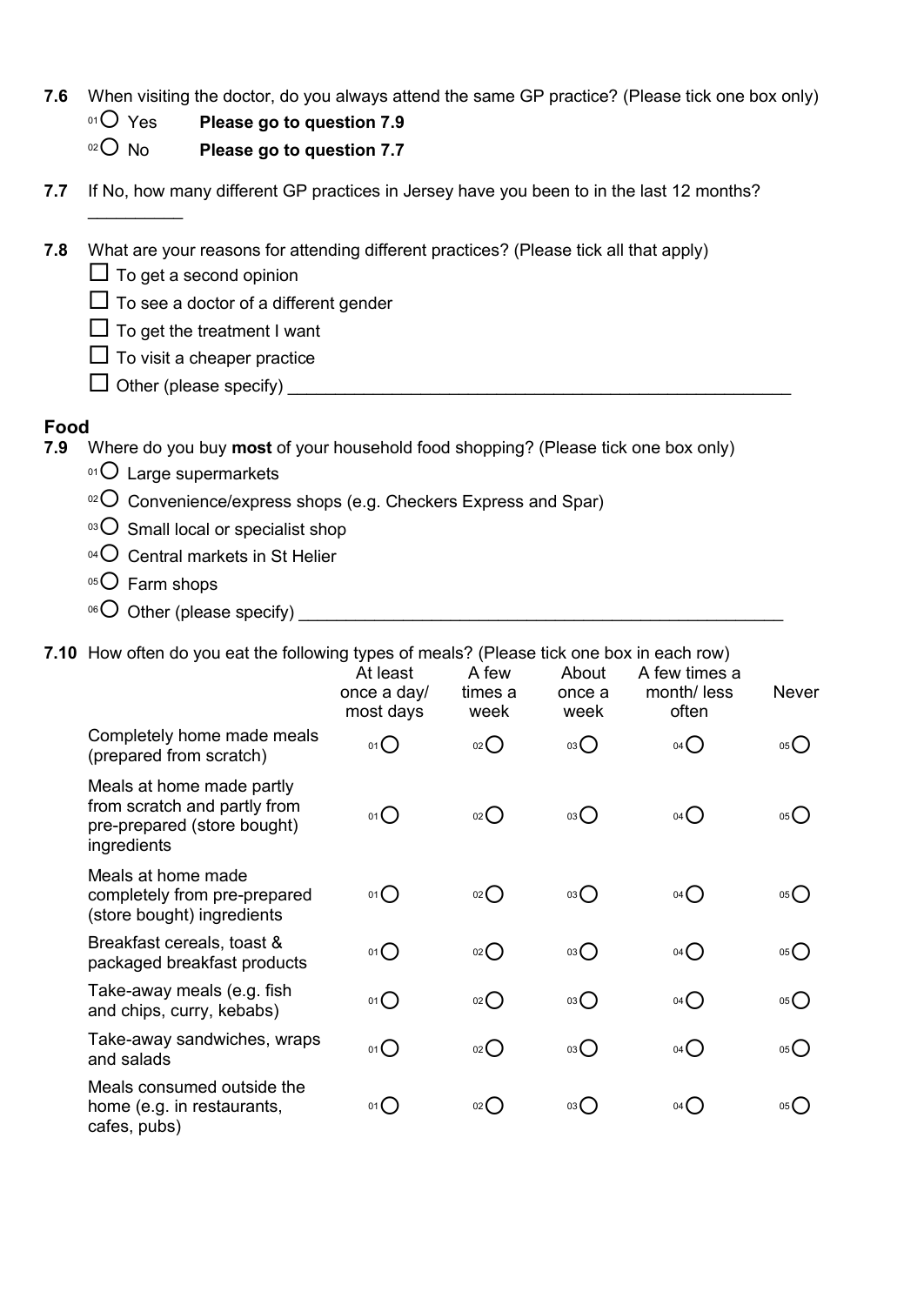**7.6** When visiting the doctor, do you always attend the same GP practice? (Please tick one box only)

- 01 ○ Yes **Please go to question 7.9**
- 02 ○ No **Please go to question 7.7**

**7.7** If No, how many different GP practices in Jersey have you been to in the last 12 months?

__________

**7.8** What are your reasons for attending different practices? (Please tick all that apply)

- ☐ To get a second opinion
- ☐ To see a doctor of a different gender
- ☐ To get the treatment I want
- ☐ To visit a cheaper practice
- ☐ Other (please specify) ____________________________________________________

## Food

**7.9** Where do you buy **most** of your household food shopping? (Please tick one box only)

- 01 ○ Large supermarkets
- 02 ○ Convenience/express shops (e.g. Checkers Express and Spar)
- 03 ○ Small local or specialist shop
- 04 ○ Central markets in St Helier
- 05 ○ Farm shops
- 06 ○ Other (please specify) ____________________________________________________

**7.10** How often do you eat the following types of meals? (Please tick one box in each row)

| | At least once a day/ most days | A few times a week | About once a week | A few times a month/ less often | Never |
|---|---|---|---|---|---|
| Completely home made meals (prepared from scratch) | 01 ○ | 02 ○ | 03 ○ | 04 ○ | 05 ○ |
| Meals at home made partly from scratch and partly from pre-prepared (store bought) ingredients | 01 ○ | 02 ○ | 03 ○ | 04 ○ | 05 ○ |
| Meals at home made completely from pre-prepared (store bought) ingredients | 01 ○ | 02 ○ | 03 ○ | 04 ○ | 05 ○ |
| Breakfast cereals, toast & packaged breakfast products | 01 ○ | 02 ○ | 03 ○ | 04 ○ | 05 ○ |
| Take-away meals (e.g. fish and chips, curry, kebabs) | 01 ○ | 02 ○ | 03 ○ | 04 ○ | 05 ○ |
| Take-away sandwiches, wraps and salads | 01 ○ | 02 ○ | 03 ○ | 04 ○ | 05 ○ |
| Meals consumed outside the home (e.g. in restaurants, cafes, pubs) | 01 ○ | 02 ○ | 03 ○ | 04 ○ | 05 ○ |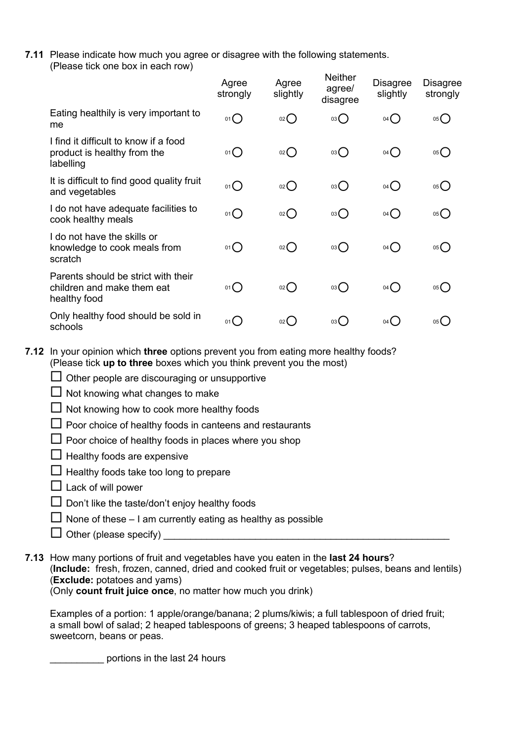**7.11** Please indicate how much you agree or disagree with the following statements.
(Please tick one box in each row)

| | Agree strongly | Agree slightly | Neither agree/ disagree | Disagree slightly | Disagree strongly |
|---|---|---|---|---|---|
| Eating healthily is very important to me | 01 ◯ | 02 ◯ | 03 ◯ | 04 ◯ | 05 ◯ |
| I find it difficult to know if a food product is healthy from the labelling | 01 ◯ | 02 ◯ | 03 ◯ | 04 ◯ | 05 ◯ |
| It is difficult to find good quality fruit and vegetables | 01 ◯ | 02 ◯ | 03 ◯ | 04 ◯ | 05 ◯ |
| I do not have adequate facilities to cook healthy meals | 01 ◯ | 02 ◯ | 03 ◯ | 04 ◯ | 05 ◯ |
| I do not have the skills or knowledge to cook meals from scratch | 01 ◯ | 02 ◯ | 03 ◯ | 04 ◯ | 05 ◯ |
| Parents should be strict with their children and make them eat healthy food | 01 ◯ | 02 ◯ | 03 ◯ | 04 ◯ | 05 ◯ |
| Only healthy food should be sold in schools | 01 ◯ | 02 ◯ | 03 ◯ | 04 ◯ | 05 ◯ |

**7.12** In your opinion which **three** options prevent you from eating more healthy foods?
(Please tick **up to three** boxes which you think prevent you the most)

- ☐ Other people are discouraging or unsupportive
- ☐ Not knowing what changes to make
- ☐ Not knowing how to cook more healthy foods
- ☐ Poor choice of healthy foods in canteens and restaurants
- ☐ Poor choice of healthy foods in places where you shop
- ☐ Healthy foods are expensive
- ☐ Healthy foods take too long to prepare
- ☐ Lack of will power
- ☐ Don't like the taste/don't enjoy healthy foods
- ☐ None of these – I am currently eating as healthy as possible
- ☐ Other (please specify) ________________________________________________

**7.13** How many portions of fruit and vegetables have you eaten in the **last 24 hours**?
(**Include:** fresh, frozen, canned, dried and cooked fruit or vegetables; pulses, beans and lentils)
(**Exclude:** potatoes and yams)
(Only **count fruit juice once**, no matter how much you drink)

Examples of a portion: 1 apple/orange/banana; 2 plums/kiwis; a full tablespoon of dried fruit; a small bowl of salad; 2 heaped tablespoons of greens; 3 heaped tablespoons of carrots, sweetcorn, beans or peas.

__________ portions in the last 24 hours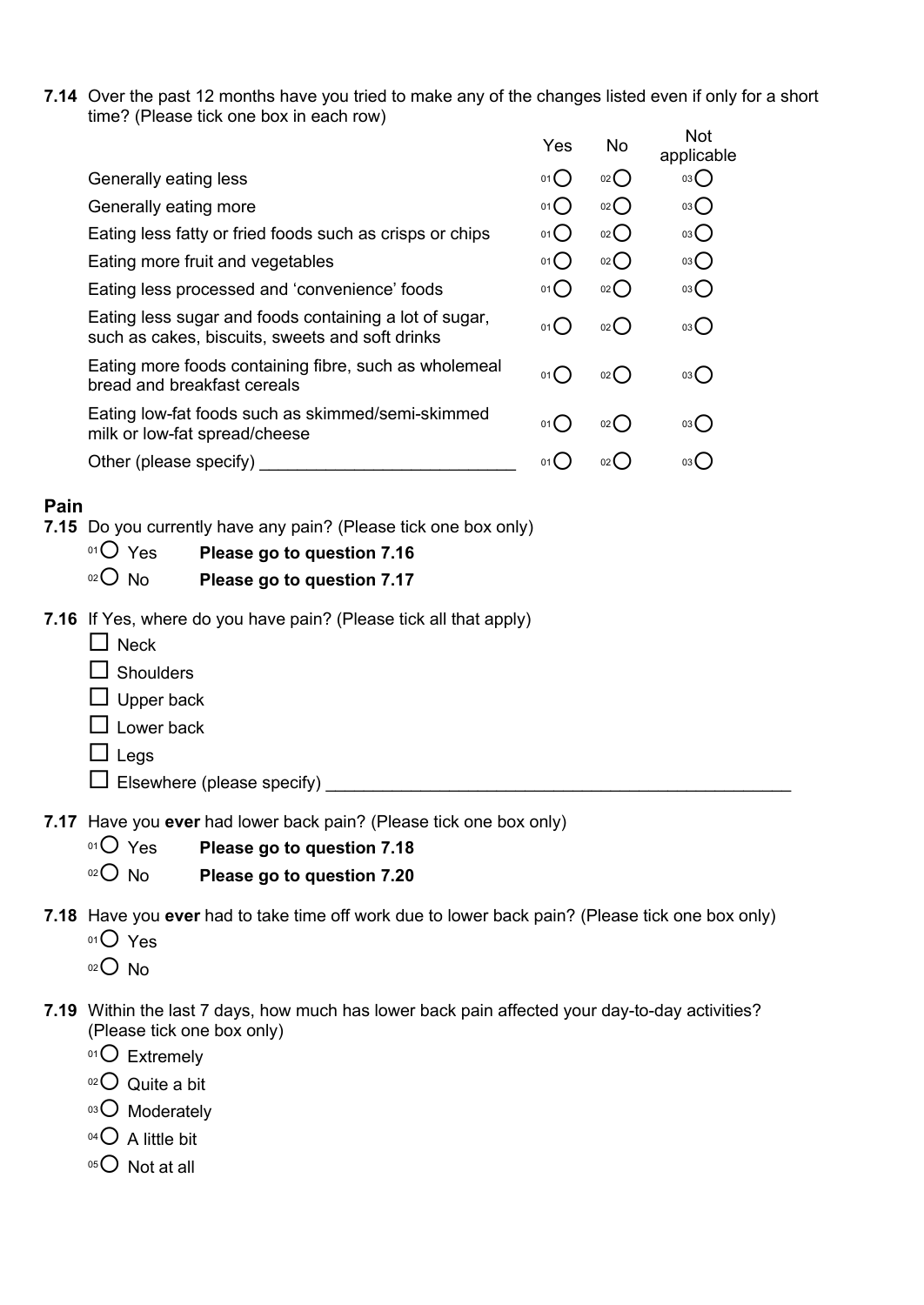**7.14** Over the past 12 months have you tried to make any of the changes listed even if only for a short time? (Please tick one box in each row)

| | Yes | No | Not applicable |
|---|---|---|---|
| Generally eating less | 01 ◯ | 02 ◯ | 03 ◯ |
| Generally eating more | 01 ◯ | 02 ◯ | 03 ◯ |
| Eating less fatty or fried foods such as crisps or chips | 01 ◯ | 02 ◯ | 03 ◯ |
| Eating more fruit and vegetables | 01 ◯ | 02 ◯ | 03 ◯ |
| Eating less processed and 'convenience' foods | 01 ◯ | 02 ◯ | 03 ◯ |
| Eating less sugar and foods containing a lot of sugar, such as cakes, biscuits, sweets and soft drinks | 01 ◯ | 02 ◯ | 03 ◯ |
| Eating more foods containing fibre, such as wholemeal bread and breakfast cereals | 01 ◯ | 02 ◯ | 03 ◯ |
| Eating low-fat foods such as skimmed/semi-skimmed milk or low-fat spread/cheese | 01 ◯ | 02 ◯ | 03 ◯ |
| Other (please specify) ___________________________ | 01 ◯ | 02 ◯ | 03 ◯ |

## Pain

**7.15** Do you currently have any pain? (Please tick one box only)

- 01 ◯ Yes **Please go to question 7.16**
- 02 ◯ No **Please go to question 7.17**

**7.16** If Yes, where do you have pain? (Please tick all that apply)

- ☐ Neck
- ☐ Shoulders
- ☐ Upper back
- ☐ Lower back
- ☐ Legs
- ☐ Elsewhere (please specify) ___________________________________________________

**7.17** Have you **ever** had lower back pain? (Please tick one box only)

- 01 ◯ Yes **Please go to question 7.18**
- 02 ◯ No **Please go to question 7.20**

**7.18** Have you **ever** had to take time off work due to lower back pain? (Please tick one box only)

- 01 ◯ Yes
- 02 ◯ No

**7.19** Within the last 7 days, how much has lower back pain affected your day-to-day activities? (Please tick one box only)

- 01 ◯ Extremely
- 02 ◯ Quite a bit
- 03 ◯ Moderately
- 04 ◯ A little bit
- 05 ◯ Not at all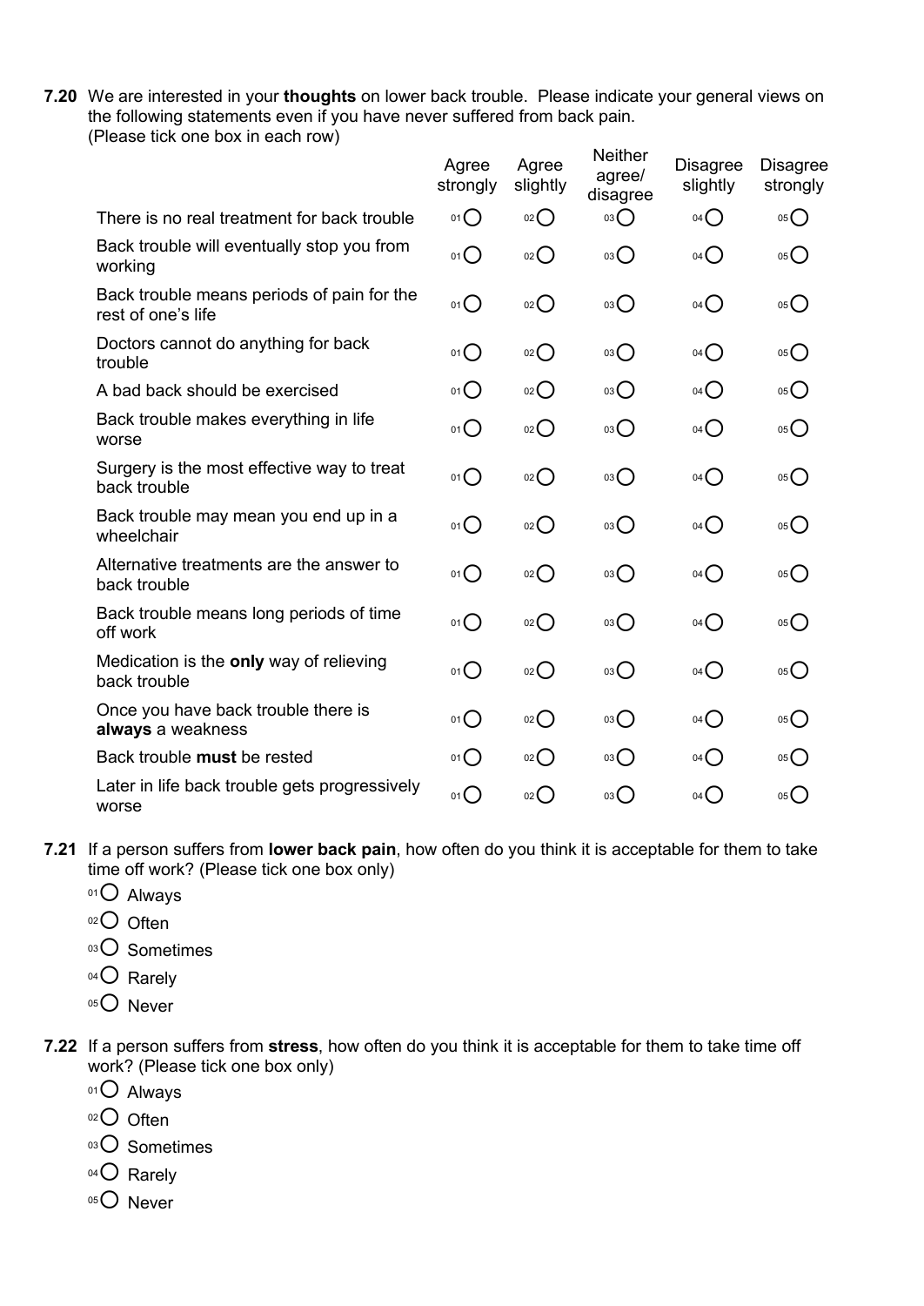**7.20** We are interested in your **thoughts** on lower back trouble. Please indicate your general views on the following statements even if you have never suffered from back pain. (Please tick one box in each row)

| | Agree strongly | Agree slightly | Neither agree/ disagree | Disagree slightly | Disagree strongly |
|---|---|---|---|---|---|
| There is no real treatment for back trouble | 01 ○ | 02 ○ | 03 ○ | 04 ○ | 05 ○ |
| Back trouble will eventually stop you from working | 01 ○ | 02 ○ | 03 ○ | 04 ○ | 05 ○ |
| Back trouble means periods of pain for the rest of one's life | 01 ○ | 02 ○ | 03 ○ | 04 ○ | 05 ○ |
| Doctors cannot do anything for back trouble | 01 ○ | 02 ○ | 03 ○ | 04 ○ | 05 ○ |
| A bad back should be exercised | 01 ○ | 02 ○ | 03 ○ | 04 ○ | 05 ○ |
| Back trouble makes everything in life worse | 01 ○ | 02 ○ | 03 ○ | 04 ○ | 05 ○ |
| Surgery is the most effective way to treat back trouble | 01 ○ | 02 ○ | 03 ○ | 04 ○ | 05 ○ |
| Back trouble may mean you end up in a wheelchair | 01 ○ | 02 ○ | 03 ○ | 04 ○ | 05 ○ |
| Alternative treatments are the answer to back trouble | 01 ○ | 02 ○ | 03 ○ | 04 ○ | 05 ○ |
| Back trouble means long periods of time off work | 01 ○ | 02 ○ | 03 ○ | 04 ○ | 05 ○ |
| Medication is the **only** way of relieving back trouble | 01 ○ | 02 ○ | 03 ○ | 04 ○ | 05 ○ |
| Once you have back trouble there is **always** a weakness | 01 ○ | 02 ○ | 03 ○ | 04 ○ | 05 ○ |
| Back trouble **must** be rested | 01 ○ | 02 ○ | 03 ○ | 04 ○ | 05 ○ |
| Later in life back trouble gets progressively worse | 01 ○ | 02 ○ | 03 ○ | 04 ○ | 05 ○ |

**7.21** If a person suffers from **lower back pain**, how often do you think it is acceptable for them to take time off work? (Please tick one box only)

- 01 ○ Always
- 02 ○ Often
- 03 ○ Sometimes
- 04 ○ Rarely
- 05 ○ Never

**7.22** If a person suffers from **stress**, how often do you think it is acceptable for them to take time off work? (Please tick one box only)

- 01 ○ Always
- 02 ○ Often
- 03 ○ Sometimes
- 04 ○ Rarely
- 05 ○ Never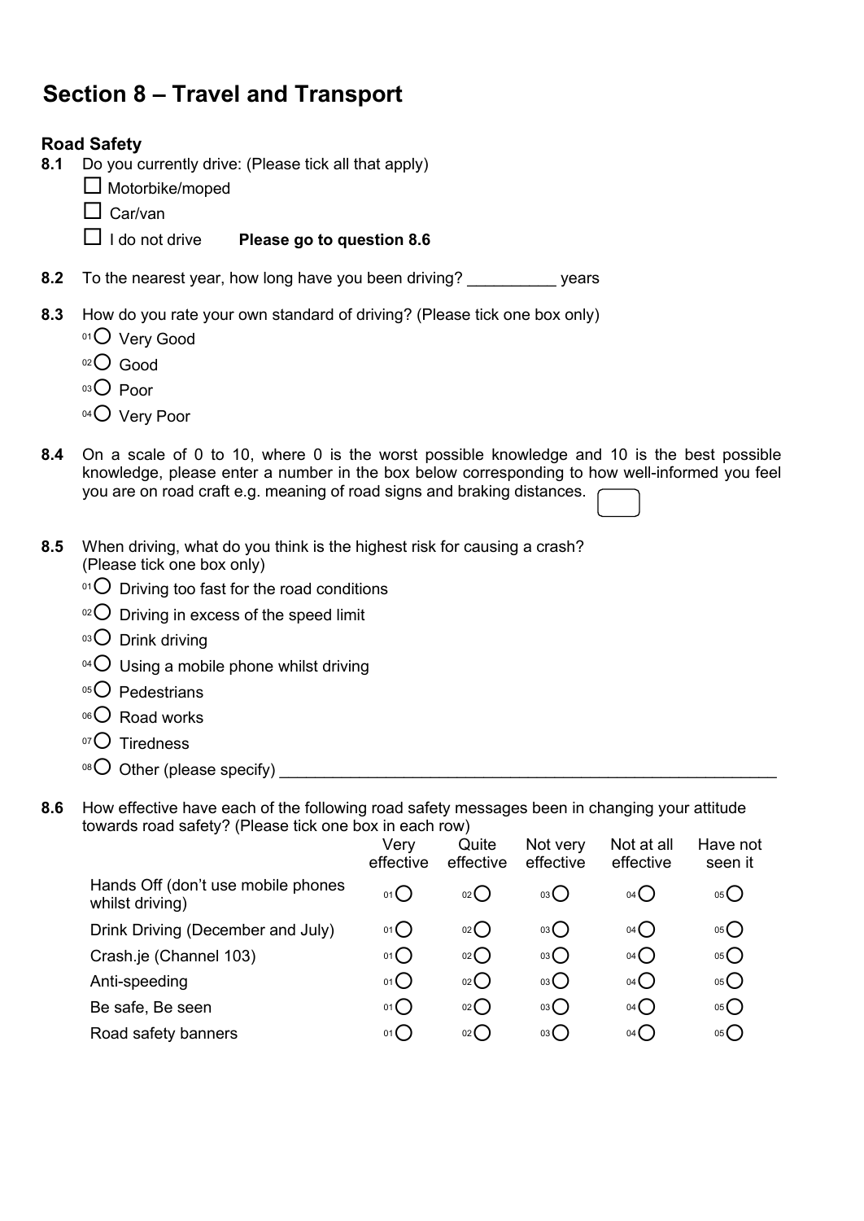# Section 8 – Travel and Transport

## Road Safety

**8.1** Do you currently drive: (Please tick all that apply)

- ☐ Motorbike/moped
- ☐ Car/van
- ☐ I do not drive **Please go to question 8.6**

**8.2** To the nearest year, how long have you been driving? __________ years

**8.3** How do you rate your own standard of driving? (Please tick one box only)

- 01 ○ Very Good
- 02 ○ Good
- 03 ○ Poor
- 04 ○ Very Poor

**8.4** On a scale of 0 to 10, where 0 is the worst possible knowledge and 10 is the best possible knowledge, please enter a number in the box below corresponding to how well-informed you feel you are on road craft e.g. meaning of road signs and braking distances. ☐

**8.5** When driving, what do you think is the highest risk for causing a crash? (Please tick one box only)

- 01 ○ Driving too fast for the road conditions
- 02 ○ Driving in excess of the speed limit
- 03 ○ Drink driving
- 04 ○ Using a mobile phone whilst driving
- 05 ○ Pedestrians
- 06 ○ Road works
- 07 ○ Tiredness
- 08 ○ Other (please specify) ____________________________________________

**8.6** How effective have each of the following road safety messages been in changing your attitude towards road safety? (Please tick one box in each row)

| | Very effective | Quite effective | Not very effective | Not at all effective | Have not seen it |
|---|---|---|---|---|---|
| Hands Off (don't use mobile phones whilst driving) | 01 ○ | 02 ○ | 03 ○ | 04 ○ | 05 ○ |
| Drink Driving (December and July) | 01 ○ | 02 ○ | 03 ○ | 04 ○ | 05 ○ |
| Crash.je (Channel 103) | 01 ○ | 02 ○ | 03 ○ | 04 ○ | 05 ○ |
| Anti-speeding | 01 ○ | 02 ○ | 03 ○ | 04 ○ | 05 ○ |
| Be safe, Be seen | 01 ○ | 02 ○ | 03 ○ | 04 ○ | 05 ○ |
| Road safety banners | 01 ○ | 02 ○ | 03 ○ | 04 ○ | 05 ○ |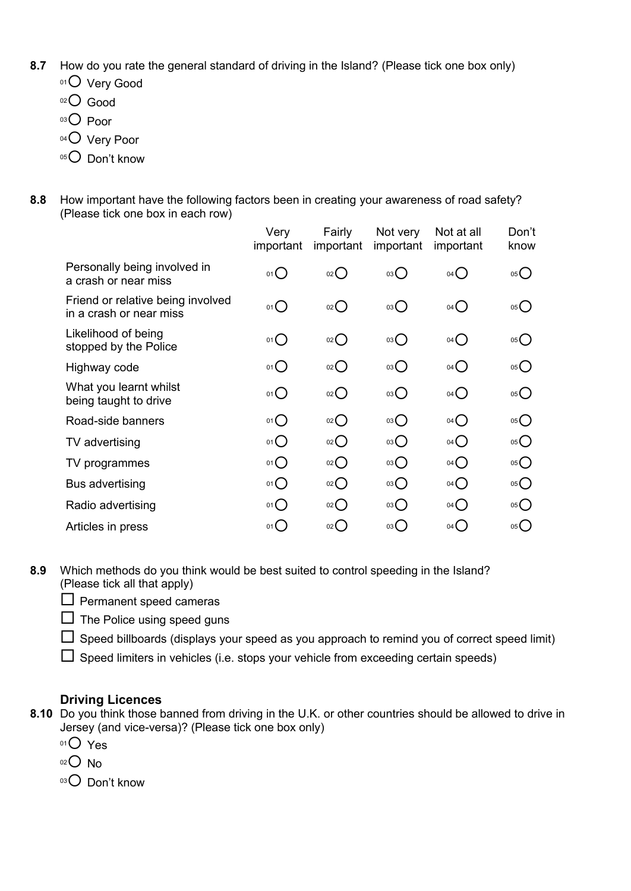**8.7** How do you rate the general standard of driving in the Island? (Please tick one box only)

- 01 ○ Very Good
- 02 ○ Good
- 03 ○ Poor
- 04 ○ Very Poor
- 05 ○ Don't know

**8.8** How important have the following factors been in creating your awareness of road safety? (Please tick one box in each row)

| | Very important | Fairly important | Not very important | Not at all important | Don't know |
|---|---|---|---|---|---|
| Personally being involved in a crash or near miss | 01 ○ | 02 ○ | 03 ○ | 04 ○ | 05 ○ |
| Friend or relative being involved in a crash or near miss | 01 ○ | 02 ○ | 03 ○ | 04 ○ | 05 ○ |
| Likelihood of being stopped by the Police | 01 ○ | 02 ○ | 03 ○ | 04 ○ | 05 ○ |
| Highway code | 01 ○ | 02 ○ | 03 ○ | 04 ○ | 05 ○ |
| What you learnt whilst being taught to drive | 01 ○ | 02 ○ | 03 ○ | 04 ○ | 05 ○ |
| Road-side banners | 01 ○ | 02 ○ | 03 ○ | 04 ○ | 05 ○ |
| TV advertising | 01 ○ | 02 ○ | 03 ○ | 04 ○ | 05 ○ |
| TV programmes | 01 ○ | 02 ○ | 03 ○ | 04 ○ | 05 ○ |
| Bus advertising | 01 ○ | 02 ○ | 03 ○ | 04 ○ | 05 ○ |
| Radio advertising | 01 ○ | 02 ○ | 03 ○ | 04 ○ | 05 ○ |
| Articles in press | 01 ○ | 02 ○ | 03 ○ | 04 ○ | 05 ○ |

**8.9** Which methods do you think would be best suited to control speeding in the Island? (Please tick all that apply)

- ☐ Permanent speed cameras
- ☐ The Police using speed guns
- ☐ Speed billboards (displays your speed as you approach to remind you of correct speed limit)
- ☐ Speed limiters in vehicles (i.e. stops your vehicle from exceeding certain speeds)

### Driving Licences

**8.10** Do you think those banned from driving in the U.K. or other countries should be allowed to drive in Jersey (and vice-versa)? (Please tick one box only)

- 01 ○ Yes
- 02 ○ No
- 03 ○ Don't know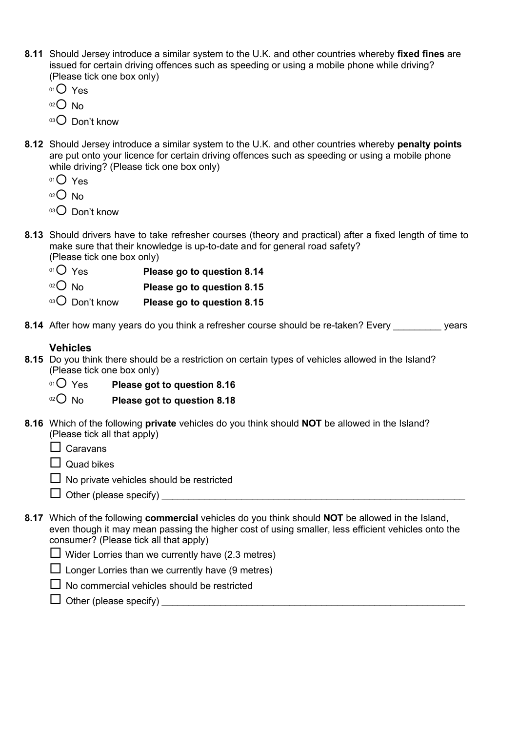**8.11** Should Jersey introduce a similar system to the U.K. and other countries whereby **fixed fines** are issued for certain driving offences such as speeding or using a mobile phone while driving? (Please tick one box only)

- 01 ○ Yes
- 02 ○ No
- 03 ○ Don't know

**8.12** Should Jersey introduce a similar system to the U.K. and other countries whereby **penalty points** are put onto your licence for certain driving offences such as speeding or using a mobile phone while driving? (Please tick one box only)

- 01 ○ Yes
- 02 ○ No
- 03 ○ Don't know

**8.13** Should drivers have to take refresher courses (theory and practical) after a fixed length of time to make sure that their knowledge is up-to-date and for general road safety? (Please tick one box only)

- 01 ○ Yes — **Please go to question 8.14**
- 02 ○ No — **Please go to question 8.15**
- 03 ○ Don't know — **Please go to question 8.15**

**8.14** After how many years do you think a refresher course should be re-taken? Every _________ years

### Vehicles

**8.15** Do you think there should be a restriction on certain types of vehicles allowed in the Island? (Please tick one box only)

- 01 ○ Yes — **Please got to question 8.16**
- 02 ○ No — **Please got to question 8.18**

**8.16** Which of the following **private** vehicles do you think should **NOT** be allowed in the Island? (Please tick all that apply)

- ☐ Caravans
- ☐ Quad bikes
- ☐ No private vehicles should be restricted
- ☐ Other (please specify) ____________________________________________________________

**8.17** Which of the following **commercial** vehicles do you think should **NOT** be allowed in the Island, even though it may mean passing the higher cost of using smaller, less efficient vehicles onto the consumer? (Please tick all that apply)

- ☐ Wider Lorries than we currently have (2.3 metres)
- ☐ Longer Lorries than we currently have (9 metres)
- ☐ No commercial vehicles should be restricted
- ☐ Other (please specify) ____________________________________________________________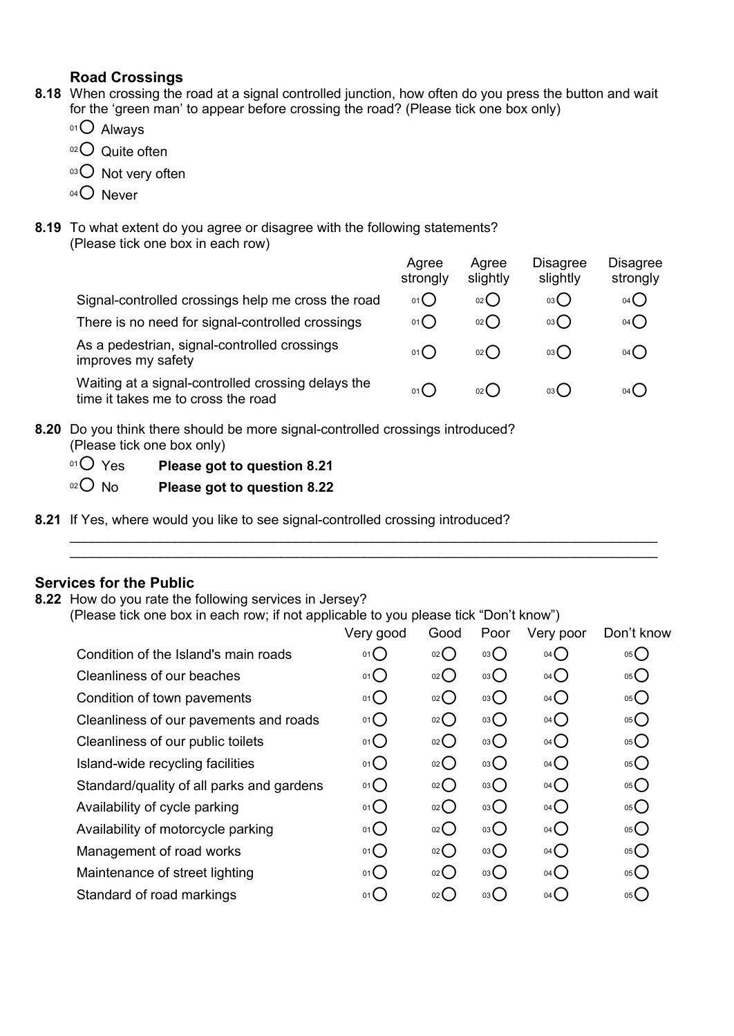### Road Crossings

**8.18** When crossing the road at a signal controlled junction, how often do you press the button and wait for the 'green man' to appear before crossing the road? (Please tick one box only)

- 01 ○ Always
- 02 ○ Quite often
- 03 ○ Not very often
- 04 ○ Never

**8.19** To what extent do you agree or disagree with the following statements?
(Please tick one box in each row)

| | Agree strongly | Agree slightly | Disagree slightly | Disagree strongly |
|---|---|---|---|---|
| Signal-controlled crossings help me cross the road | 01 ○ | 02 ○ | 03 ○ | 04 ○ |
| There is no need for signal-controlled crossings | 01 ○ | 02 ○ | 03 ○ | 04 ○ |
| As a pedestrian, signal-controlled crossings improves my safety | 01 ○ | 02 ○ | 03 ○ | 04 ○ |
| Waiting at a signal-controlled crossing delays the time it takes me to cross the road | 01 ○ | 02 ○ | 03 ○ | 04 ○ |

**8.20** Do you think there should be more signal-controlled crossings introduced?
(Please tick one box only)

- 01 ○ Yes **Please got to question 8.21**
- 02 ○ No **Please got to question 8.22**

**8.21** If Yes, where would you like to see signal-controlled crossing introduced?

_______________________________________________________________________________

_______________________________________________________________________________

### Services for the Public

**8.22** How do you rate the following services in Jersey?
(Please tick one box in each row; if not applicable to you please tick "Don't know")

| | Very good | Good | Poor | Very poor | Don't know |
|---|---|---|---|---|---|
| Condition of the Island's main roads | 01 ○ | 02 ○ | 03 ○ | 04 ○ | 05 ○ |
| Cleanliness of our beaches | 01 ○ | 02 ○ | 03 ○ | 04 ○ | 05 ○ |
| Condition of town pavements | 01 ○ | 02 ○ | 03 ○ | 04 ○ | 05 ○ |
| Cleanliness of our pavements and roads | 01 ○ | 02 ○ | 03 ○ | 04 ○ | 05 ○ |
| Cleanliness of our public toilets | 01 ○ | 02 ○ | 03 ○ | 04 ○ | 05 ○ |
| Island-wide recycling facilities | 01 ○ | 02 ○ | 03 ○ | 04 ○ | 05 ○ |
| Standard/quality of all parks and gardens | 01 ○ | 02 ○ | 03 ○ | 04 ○ | 05 ○ |
| Availability of cycle parking | 01 ○ | 02 ○ | 03 ○ | 04 ○ | 05 ○ |
| Availability of motorcycle parking | 01 ○ | 02 ○ | 03 ○ | 04 ○ | 05 ○ |
| Management of road works | 01 ○ | 02 ○ | 03 ○ | 04 ○ | 05 ○ |
| Maintenance of street lighting | 01 ○ | 02 ○ | 03 ○ | 04 ○ | 05 ○ |
| Standard of road markings | 01 ○ | 02 ○ | 03 ○ | 04 ○ | 05 ○ |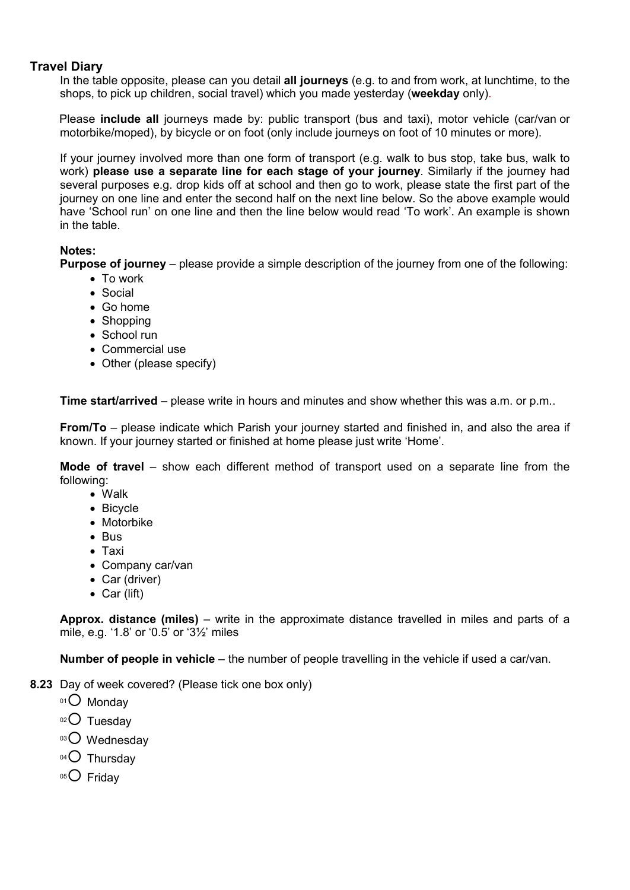## Travel Diary

In the table opposite, please can you detail **all journeys** (e.g. to and from work, at lunchtime, to the shops, to pick up children, social travel) which you made yesterday (**weekday** only).

Please **include all** journeys made by: public transport (bus and taxi), motor vehicle (car/van or motorbike/moped), by bicycle or on foot (only include journeys on foot of 10 minutes or more).

If your journey involved more than one form of transport (e.g. walk to bus stop, take bus, walk to work) **please use a separate line for each stage of your journey**. Similarly if the journey had several purposes e.g. drop kids off at school and then go to work, please state the first part of the journey on one line and enter the second half on the next line below. So the above example would have 'School run' on one line and then the line below would read 'To work'. An example is shown in the table.

**Notes:**

**Purpose of journey** – please provide a simple description of the journey from one of the following:

- To work
- Social
- Go home
- Shopping
- School run
- Commercial use
- Other (please specify)

**Time start/arrived** – please write in hours and minutes and show whether this was a.m. or p.m..

**From/To** – please indicate which Parish your journey started and finished in, and also the area if known. If your journey started or finished at home please just write 'Home'.

**Mode of travel** – show each different method of transport used on a separate line from the following:

- Walk
- Bicycle
- Motorbike
- Bus
- Taxi
- Company car/van
- Car (driver)
- Car (lift)

**Approx. distance (miles)** – write in the approximate distance travelled in miles and parts of a mile, e.g. '1.8' or '0.5' or '3½' miles

**Number of people in vehicle** – the number of people travelling in the vehicle if used a car/van.

**8.23** Day of week covered? (Please tick one box only)

- 01 ○ Monday
- 02 ○ Tuesday
- 03 ○ Wednesday
- 04 ○ Thursday
- 05 ○ Friday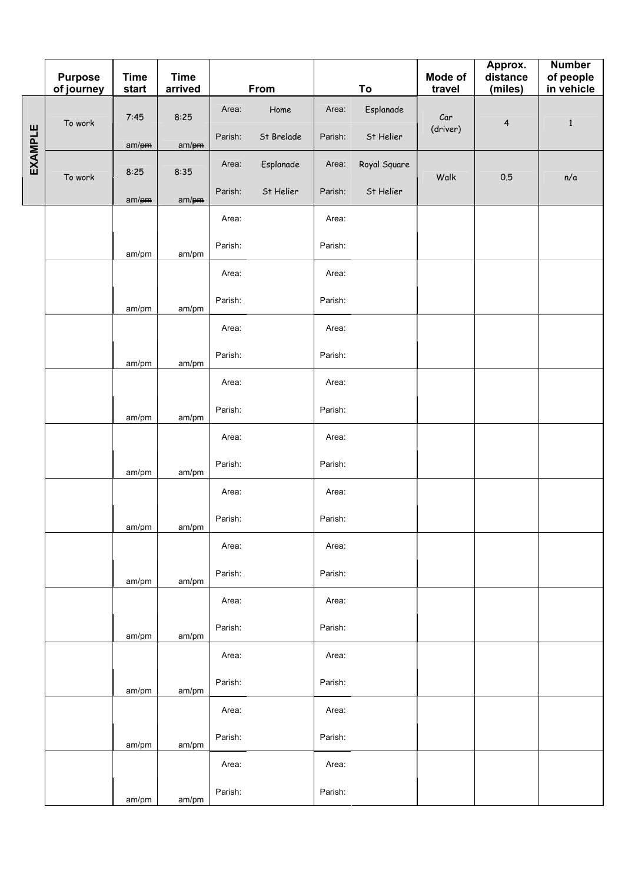| | Purpose of journey | Time start | Time arrived | From | | To | | Mode of travel | Approx. distance (miles) | Number of people in vehicle |
|---|---|---|---|---|---|---|---|---|---|---|
| EXAMPLE | To work | 7:45 am/~~pm~~ | 8:25 am/~~pm~~ | Area: | Home | Area: | Esplanade | Car (driver) | 4 | 1 |
| | | | | Parish: | St Brelade | Parish: | St Helier | | | |
| EXAMPLE | To work | 8:25 am/~~pm~~ | 8:35 am/~~pm~~ | Area: | Esplanade | Area: | Royal Square | Walk | 0.5 | n/a |
| | | | | Parish: | St Helier | Parish: | St Helier | | | |
| | | am/pm | am/pm | Area: | | Area: | | | | |
| | | | | Parish: | | Parish: | | | | |
| | | am/pm | am/pm | Area: | | Area: | | | | |
| | | | | Parish: | | Parish: | | | | |
| | | am/pm | am/pm | Area: | | Area: | | | | |
| | | | | Parish: | | Parish: | | | | |
| | | am/pm | am/pm | Area: | | Area: | | | | |
| | | | | Parish: | | Parish: | | | | |
| | | am/pm | am/pm | Area: | | Area: | | | | |
| | | | | Parish: | | Parish: | | | | |
| | | am/pm | am/pm | Area: | | Area: | | | | |
| | | | | Parish: | | Parish: | | | | |
| | | am/pm | am/pm | Area: | | Area: | | | | |
| | | | | Parish: | | Parish: | | | | |
| | | am/pm | am/pm | Area: | | Area: | | | | |
| | | | | Parish: | | Parish: | | | | |
| | | am/pm | am/pm | Area: | | Area: | | | | |
| | | | | Parish: | | Parish: | | | | |
| | | am/pm | am/pm | Area: | | Area: | | | | |
| | | | | Parish: | | Parish: | | | | |
| | | am/pm | am/pm | Area: | | Area: | | | | |
| | | | | Parish: | | Parish: | | | | |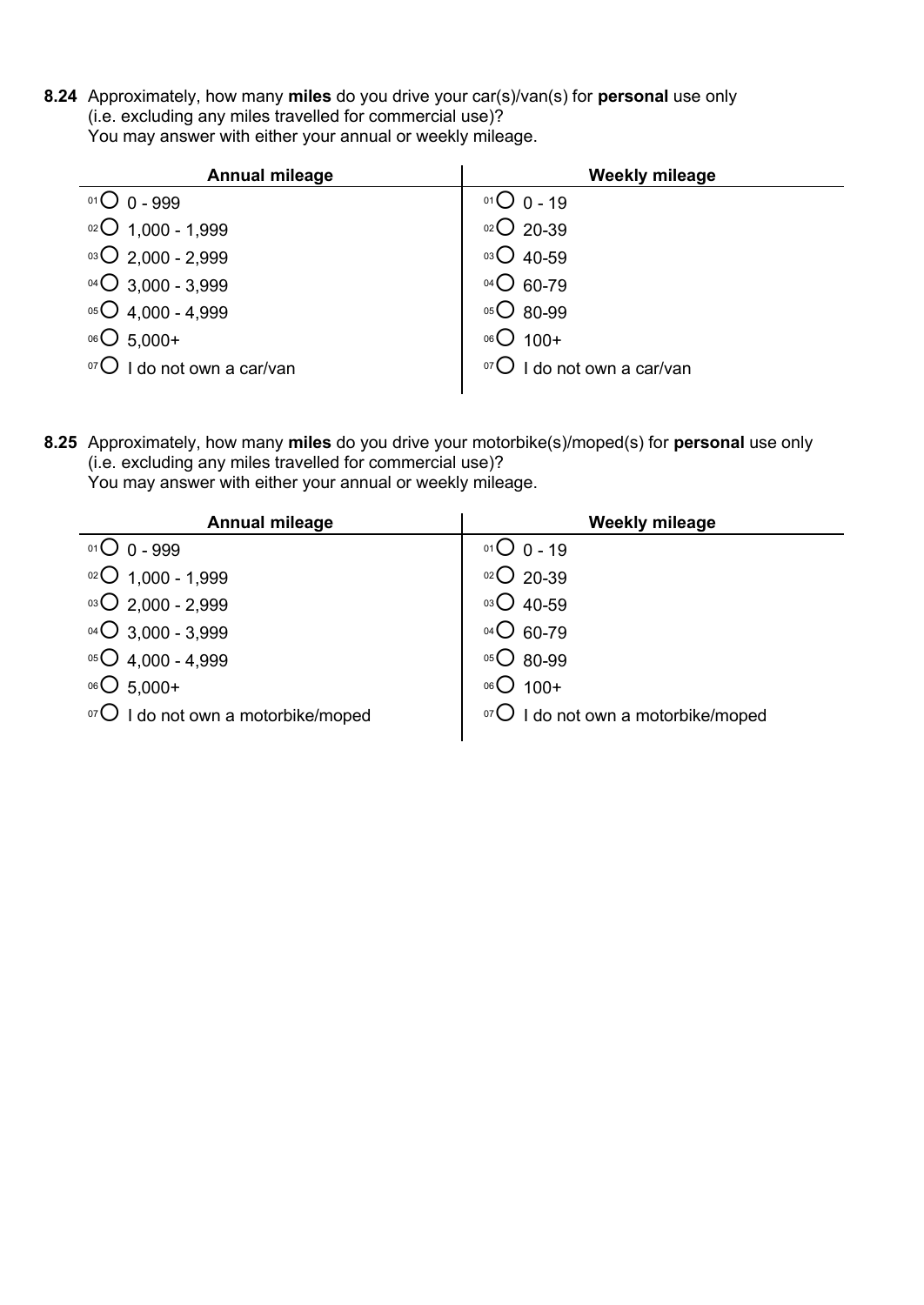**8.24** Approximately, how many **miles** do you drive your car(s)/van(s) for **personal** use only (i.e. excluding any miles travelled for commercial use)?
You may answer with either your annual or weekly mileage.

| Annual mileage | Weekly mileage |
|---|---|
| 01 ○ 0 - 999 | 01 ○ 0 - 19 |
| 02 ○ 1,000 - 1,999 | 02 ○ 20-39 |
| 03 ○ 2,000 - 2,999 | 03 ○ 40-59 |
| 04 ○ 3,000 - 3,999 | 04 ○ 60-79 |
| 05 ○ 4,000 - 4,999 | 05 ○ 80-99 |
| 06 ○ 5,000+ | 06 ○ 100+ |
| 07 ○ I do not own a car/van | 07 ○ I do not own a car/van |

**8.25** Approximately, how many **miles** do you drive your motorbike(s)/moped(s) for **personal** use only (i.e. excluding any miles travelled for commercial use)?
You may answer with either your annual or weekly mileage.

| Annual mileage | Weekly mileage |
|---|---|
| 01 ○ 0 - 999 | 01 ○ 0 - 19 |
| 02 ○ 1,000 - 1,999 | 02 ○ 20-39 |
| 03 ○ 2,000 - 2,999 | 03 ○ 40-59 |
| 04 ○ 3,000 - 3,999 | 04 ○ 60-79 |
| 05 ○ 4,000 - 4,999 | 05 ○ 80-99 |
| 06 ○ 5,000+ | 06 ○ 100+ |
| 07 ○ I do not own a motorbike/moped | 07 ○ I do not own a motorbike/moped |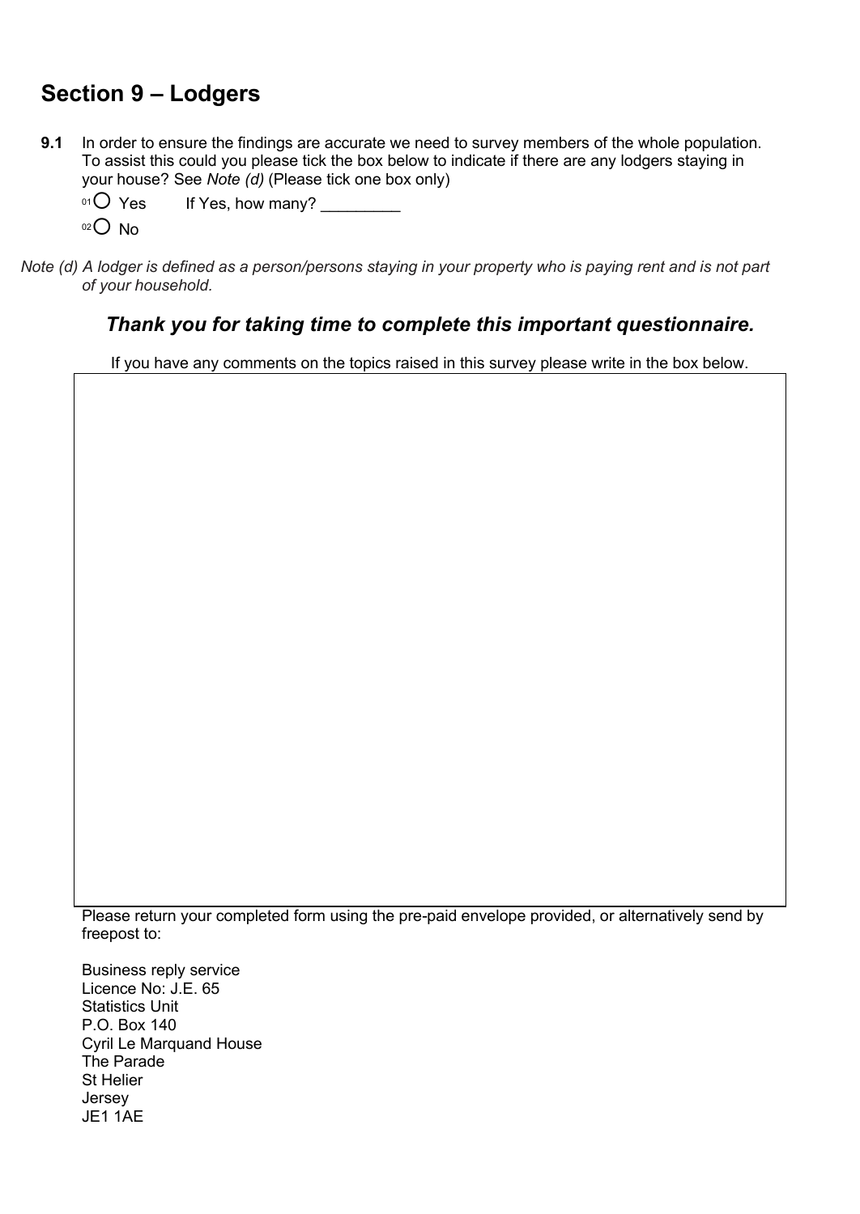## Section 9 – Lodgers

**9.1** In order to ensure the findings are accurate we need to survey members of the whole population. To assist this could you please tick the box below to indicate if there are any lodgers staying in your house? See *Note (d)* (Please tick one box only)

01 ○ Yes     If Yes, how many? _________

02 ○ No

*Note (d) A lodger is defined as a person/persons staying in your property who is paying rent and is not part of your household.*

### *Thank you for taking time to complete this important questionnaire.*

If you have any comments on the topics raised in this survey please write in the box below.

Please return your completed form using the pre-paid envelope provided, or alternatively send by freepost to:

Business reply service
Licence No: J.E. 65
Statistics Unit
P.O. Box 140
Cyril Le Marquand House
The Parade
St Helier
Jersey
JE1 1AE